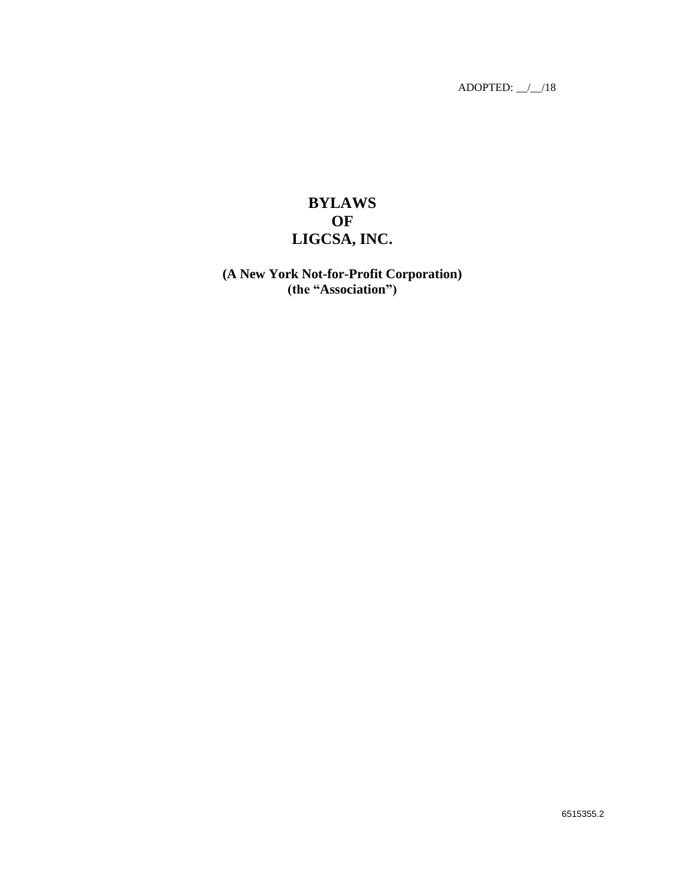ADOPTED: __/__/18

# BYLAWS
# OF
# LIGCSA, INC.

**(A New York Not-for-Profit Corporation)**
**(the "Association")**

6515355.2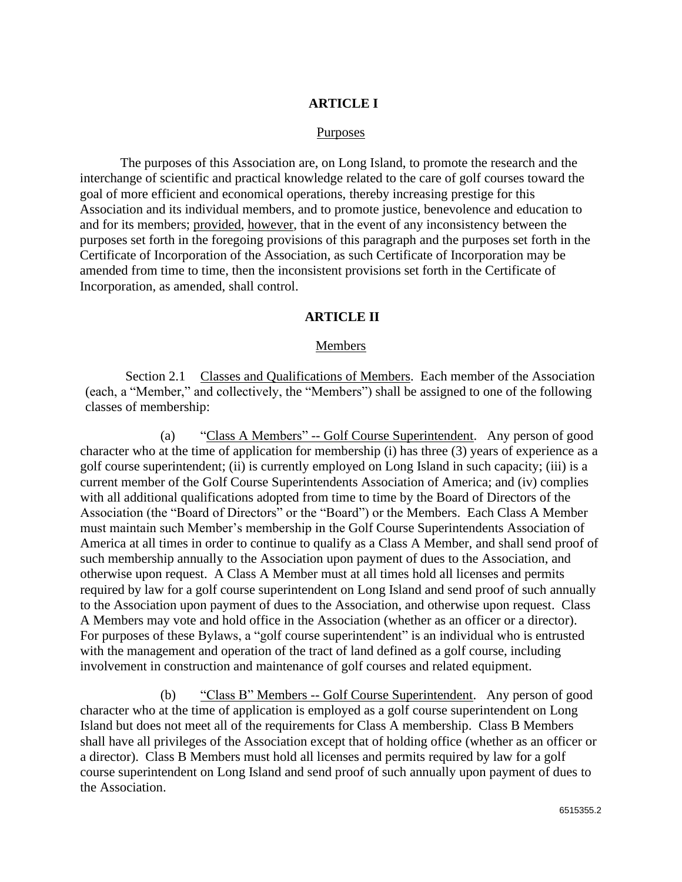## ARTICLE I

Purposes

The purposes of this Association are, on Long Island, to promote the research and the interchange of scientific and practical knowledge related to the care of golf courses toward the goal of more efficient and economical operations, thereby increasing prestige for this Association and its individual members, and to promote justice, benevolence and education to and for its members; provided, however, that in the event of any inconsistency between the purposes set forth in the foregoing provisions of this paragraph and the purposes set forth in the Certificate of Incorporation of the Association, as such Certificate of Incorporation may be amended from time to time, then the inconsistent provisions set forth in the Certificate of Incorporation, as amended, shall control.

## ARTICLE II

Members

Section 2.1 Classes and Qualifications of Members. Each member of the Association (each, a "Member," and collectively, the "Members") shall be assigned to one of the following classes of membership:

(a) "Class A Members" -- Golf Course Superintendent. Any person of good character who at the time of application for membership (i) has three (3) years of experience as a golf course superintendent; (ii) is currently employed on Long Island in such capacity; (iii) is a current member of the Golf Course Superintendents Association of America; and (iv) complies with all additional qualifications adopted from time to time by the Board of Directors of the Association (the "Board of Directors" or the "Board") or the Members. Each Class A Member must maintain such Member's membership in the Golf Course Superintendents Association of America at all times in order to continue to qualify as a Class A Member, and shall send proof of such membership annually to the Association upon payment of dues to the Association, and otherwise upon request. A Class A Member must at all times hold all licenses and permits required by law for a golf course superintendent on Long Island and send proof of such annually to the Association upon payment of dues to the Association, and otherwise upon request. Class A Members may vote and hold office in the Association (whether as an officer or a director). For purposes of these Bylaws, a "golf course superintendent" is an individual who is entrusted with the management and operation of the tract of land defined as a golf course, including involvement in construction and maintenance of golf courses and related equipment.

(b) "Class B" Members -- Golf Course Superintendent. Any person of good character who at the time of application is employed as a golf course superintendent on Long Island but does not meet all of the requirements for Class A membership. Class B Members shall have all privileges of the Association except that of holding office (whether as an officer or a director). Class B Members must hold all licenses and permits required by law for a golf course superintendent on Long Island and send proof of such annually upon payment of dues to the Association.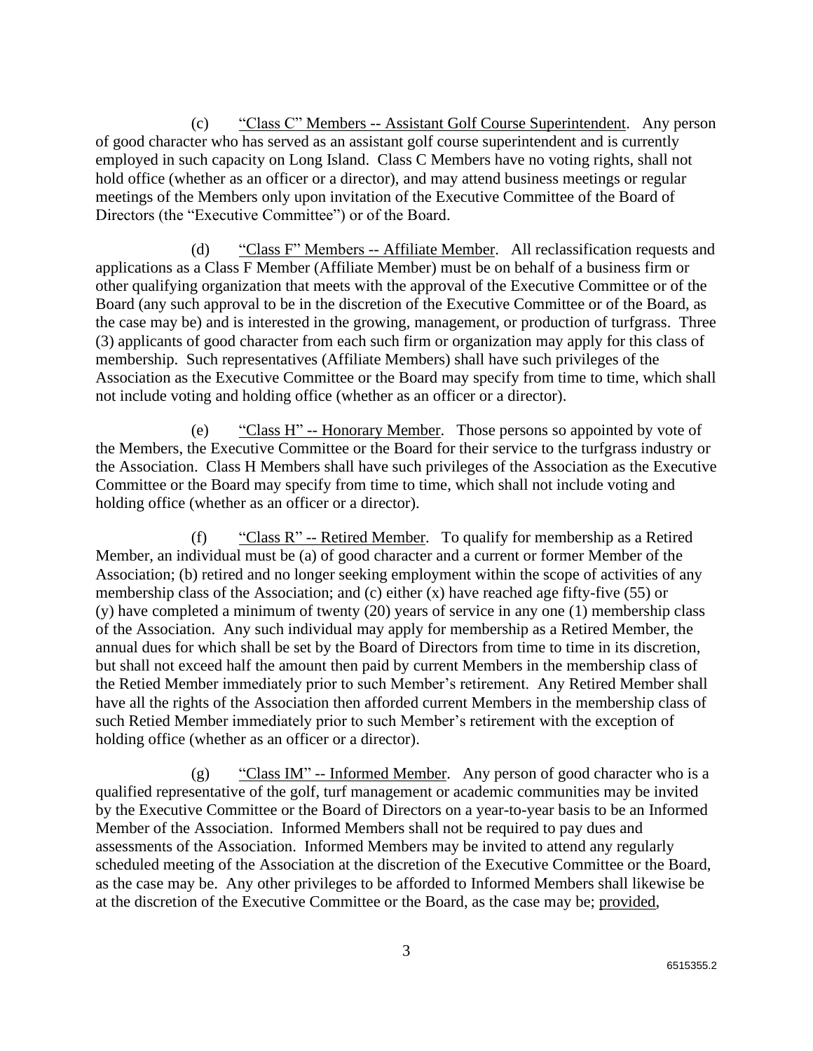(c) "Class C" Members -- Assistant Golf Course Superintendent. Any person of good character who has served as an assistant golf course superintendent and is currently employed in such capacity on Long Island. Class C Members have no voting rights, shall not hold office (whether as an officer or a director), and may attend business meetings or regular meetings of the Members only upon invitation of the Executive Committee of the Board of Directors (the "Executive Committee") or of the Board.

(d) "Class F" Members -- Affiliate Member. All reclassification requests and applications as a Class F Member (Affiliate Member) must be on behalf of a business firm or other qualifying organization that meets with the approval of the Executive Committee or of the Board (any such approval to be in the discretion of the Executive Committee or of the Board, as the case may be) and is interested in the growing, management, or production of turfgrass. Three (3) applicants of good character from each such firm or organization may apply for this class of membership. Such representatives (Affiliate Members) shall have such privileges of the Association as the Executive Committee or the Board may specify from time to time, which shall not include voting and holding office (whether as an officer or a director).

(e) "Class H" -- Honorary Member. Those persons so appointed by vote of the Members, the Executive Committee or the Board for their service to the turfgrass industry or the Association. Class H Members shall have such privileges of the Association as the Executive Committee or the Board may specify from time to time, which shall not include voting and holding office (whether as an officer or a director).

(f) "Class R" -- Retired Member. To qualify for membership as a Retired Member, an individual must be (a) of good character and a current or former Member of the Association; (b) retired and no longer seeking employment within the scope of activities of any membership class of the Association; and (c) either (x) have reached age fifty-five (55) or (y) have completed a minimum of twenty (20) years of service in any one (1) membership class of the Association. Any such individual may apply for membership as a Retired Member, the annual dues for which shall be set by the Board of Directors from time to time in its discretion, but shall not exceed half the amount then paid by current Members in the membership class of the Retied Member immediately prior to such Member's retirement. Any Retired Member shall have all the rights of the Association then afforded current Members in the membership class of such Retied Member immediately prior to such Member's retirement with the exception of holding office (whether as an officer or a director).

(g) "Class IM" -- Informed Member. Any person of good character who is a qualified representative of the golf, turf management or academic communities may be invited by the Executive Committee or the Board of Directors on a year-to-year basis to be an Informed Member of the Association. Informed Members shall not be required to pay dues and assessments of the Association. Informed Members may be invited to attend any regularly scheduled meeting of the Association at the discretion of the Executive Committee or the Board, as the case may be. Any other privileges to be afforded to Informed Members shall likewise be at the discretion of the Executive Committee or the Board, as the case may be; provided,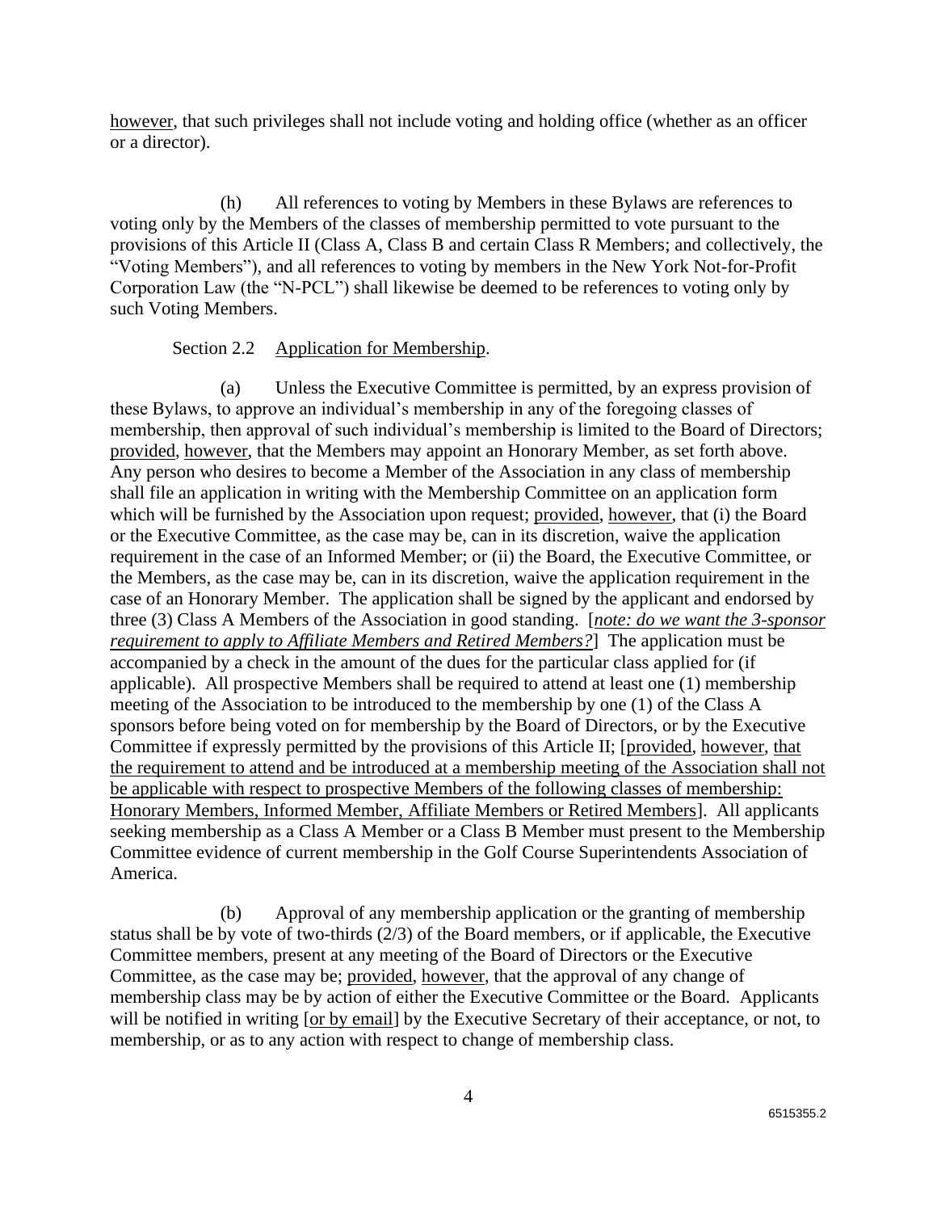however, that such privileges shall not include voting and holding office (whether as an officer or a director).

(h) All references to voting by Members in these Bylaws are references to voting only by the Members of the classes of membership permitted to vote pursuant to the provisions of this Article II (Class A, Class B and certain Class R Members; and collectively, the "Voting Members"), and all references to voting by members in the New York Not-for-Profit Corporation Law (the "N-PCL") shall likewise be deemed to be references to voting only by such Voting Members.

Section 2.2 Application for Membership.

(a) Unless the Executive Committee is permitted, by an express provision of these Bylaws, to approve an individual's membership in any of the foregoing classes of membership, then approval of such individual's membership is limited to the Board of Directors; provided, however, that the Members may appoint an Honorary Member, as set forth above. Any person who desires to become a Member of the Association in any class of membership shall file an application in writing with the Membership Committee on an application form which will be furnished by the Association upon request; provided, however, that (i) the Board or the Executive Committee, as the case may be, can in its discretion, waive the application requirement in the case of an Informed Member; or (ii) the Board, the Executive Committee, or the Members, as the case may be, can in its discretion, waive the application requirement in the case of an Honorary Member. The application shall be signed by the applicant and endorsed by three (3) Class A Members of the Association in good standing. [*note: do we want the 3-sponsor requirement to apply to Affiliate Members and Retired Members?*] The application must be accompanied by a check in the amount of the dues for the particular class applied for (if applicable). All prospective Members shall be required to attend at least one (1) membership meeting of the Association to be introduced to the membership by one (1) of the Class A sponsors before being voted on for membership by the Board of Directors, or by the Executive Committee if expressly permitted by the provisions of this Article II; [provided, however, that the requirement to attend and be introduced at a membership meeting of the Association shall not be applicable with respect to prospective Members of the following classes of membership: Honorary Members, Informed Member, Affiliate Members or Retired Members]. All applicants seeking membership as a Class A Member or a Class B Member must present to the Membership Committee evidence of current membership in the Golf Course Superintendents Association of America.

(b) Approval of any membership application or the granting of membership status shall be by vote of two-thirds (2/3) of the Board members, or if applicable, the Executive Committee members, present at any meeting of the Board of Directors or the Executive Committee, as the case may be; provided, however, that the approval of any change of membership class may be by action of either the Executive Committee or the Board. Applicants will be notified in writing [or by email] by the Executive Secretary of their acceptance, or not, to membership, or as to any action with respect to change of membership class.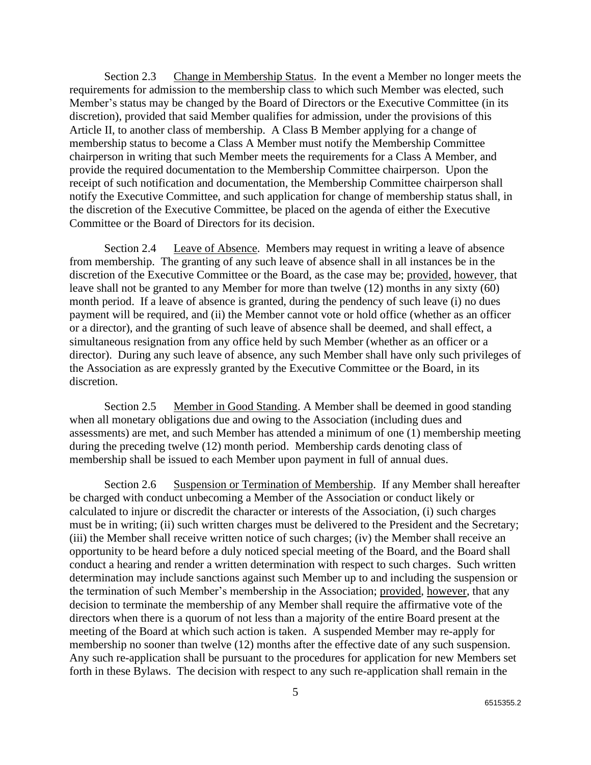Section 2.3 Change in Membership Status. In the event a Member no longer meets the requirements for admission to the membership class to which such Member was elected, such Member's status may be changed by the Board of Directors or the Executive Committee (in its discretion), provided that said Member qualifies for admission, under the provisions of this Article II, to another class of membership. A Class B Member applying for a change of membership status to become a Class A Member must notify the Membership Committee chairperson in writing that such Member meets the requirements for a Class A Member, and provide the required documentation to the Membership Committee chairperson. Upon the receipt of such notification and documentation, the Membership Committee chairperson shall notify the Executive Committee, and such application for change of membership status shall, in the discretion of the Executive Committee, be placed on the agenda of either the Executive Committee or the Board of Directors for its decision.

Section 2.4 Leave of Absence. Members may request in writing a leave of absence from membership. The granting of any such leave of absence shall in all instances be in the discretion of the Executive Committee or the Board, as the case may be; provided, however, that leave shall not be granted to any Member for more than twelve (12) months in any sixty (60) month period. If a leave of absence is granted, during the pendency of such leave (i) no dues payment will be required, and (ii) the Member cannot vote or hold office (whether as an officer or a director), and the granting of such leave of absence shall be deemed, and shall effect, a simultaneous resignation from any office held by such Member (whether as an officer or a director). During any such leave of absence, any such Member shall have only such privileges of the Association as are expressly granted by the Executive Committee or the Board, in its discretion.

Section 2.5 Member in Good Standing. A Member shall be deemed in good standing when all monetary obligations due and owing to the Association (including dues and assessments) are met, and such Member has attended a minimum of one (1) membership meeting during the preceding twelve (12) month period. Membership cards denoting class of membership shall be issued to each Member upon payment in full of annual dues.

Section 2.6 Suspension or Termination of Membership. If any Member shall hereafter be charged with conduct unbecoming a Member of the Association or conduct likely or calculated to injure or discredit the character or interests of the Association, (i) such charges must be in writing; (ii) such written charges must be delivered to the President and the Secretary; (iii) the Member shall receive written notice of such charges; (iv) the Member shall receive an opportunity to be heard before a duly noticed special meeting of the Board, and the Board shall conduct a hearing and render a written determination with respect to such charges. Such written determination may include sanctions against such Member up to and including the suspension or the termination of such Member's membership in the Association; provided, however, that any decision to terminate the membership of any Member shall require the affirmative vote of the directors when there is a quorum of not less than a majority of the entire Board present at the meeting of the Board at which such action is taken. A suspended Member may re-apply for membership no sooner than twelve (12) months after the effective date of any such suspension. Any such re-application shall be pursuant to the procedures for application for new Members set forth in these Bylaws. The decision with respect to any such re-application shall remain in the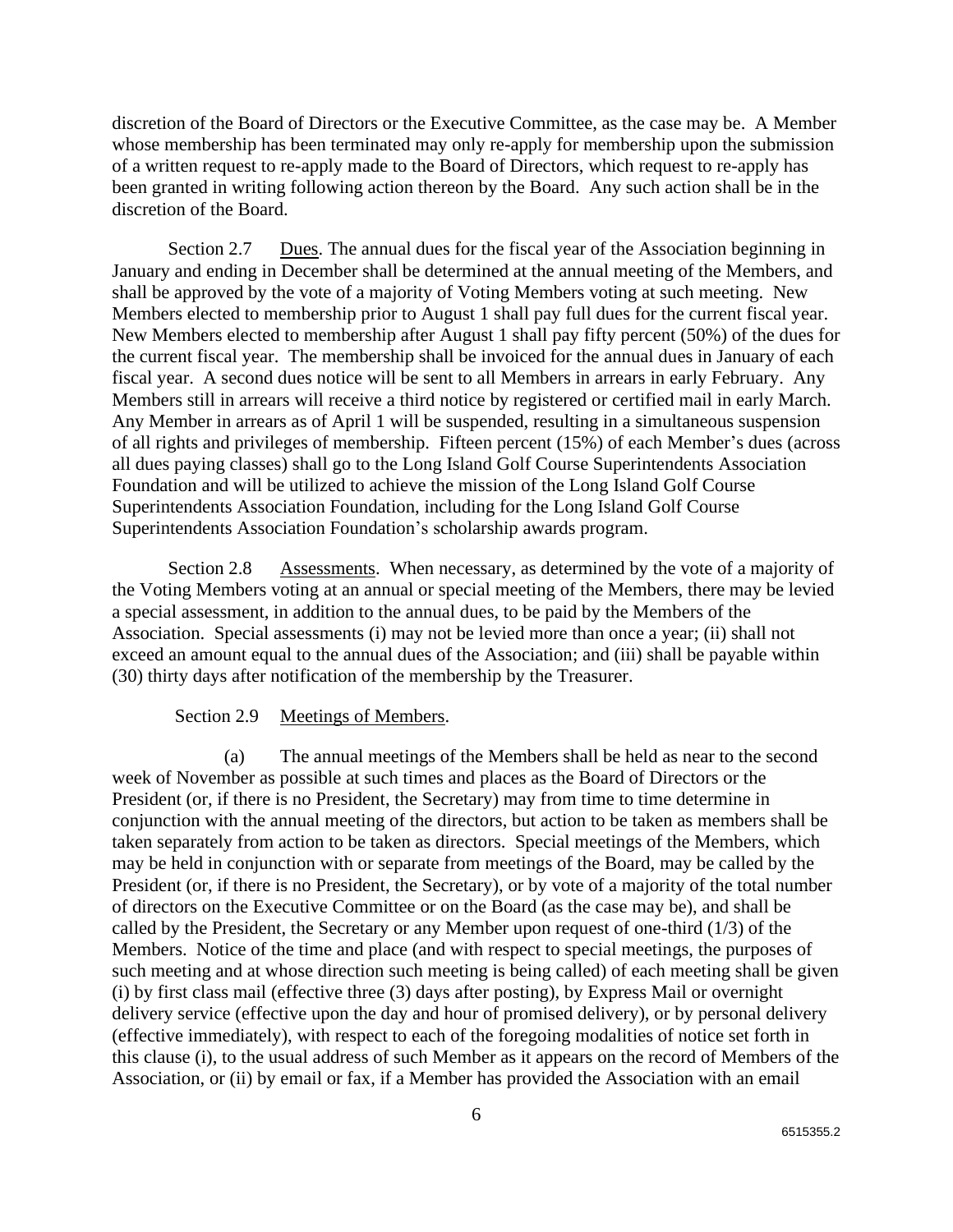discretion of the Board of Directors or the Executive Committee, as the case may be. A Member whose membership has been terminated may only re-apply for membership upon the submission of a written request to re-apply made to the Board of Directors, which request to re-apply has been granted in writing following action thereon by the Board. Any such action shall be in the discretion of the Board.

Section 2.7 Dues. The annual dues for the fiscal year of the Association beginning in January and ending in December shall be determined at the annual meeting of the Members, and shall be approved by the vote of a majority of Voting Members voting at such meeting. New Members elected to membership prior to August 1 shall pay full dues for the current fiscal year. New Members elected to membership after August 1 shall pay fifty percent (50%) of the dues for the current fiscal year. The membership shall be invoiced for the annual dues in January of each fiscal year. A second dues notice will be sent to all Members in arrears in early February. Any Members still in arrears will receive a third notice by registered or certified mail in early March. Any Member in arrears as of April 1 will be suspended, resulting in a simultaneous suspension of all rights and privileges of membership. Fifteen percent (15%) of each Member's dues (across all dues paying classes) shall go to the Long Island Golf Course Superintendents Association Foundation and will be utilized to achieve the mission of the Long Island Golf Course Superintendents Association Foundation, including for the Long Island Golf Course Superintendents Association Foundation's scholarship awards program.

Section 2.8 Assessments. When necessary, as determined by the vote of a majority of the Voting Members voting at an annual or special meeting of the Members, there may be levied a special assessment, in addition to the annual dues, to be paid by the Members of the Association. Special assessments (i) may not be levied more than once a year; (ii) shall not exceed an amount equal to the annual dues of the Association; and (iii) shall be payable within (30) thirty days after notification of the membership by the Treasurer.

Section 2.9 Meetings of Members.

(a) The annual meetings of the Members shall be held as near to the second week of November as possible at such times and places as the Board of Directors or the President (or, if there is no President, the Secretary) may from time to time determine in conjunction with the annual meeting of the directors, but action to be taken as members shall be taken separately from action to be taken as directors. Special meetings of the Members, which may be held in conjunction with or separate from meetings of the Board, may be called by the President (or, if there is no President, the Secretary), or by vote of a majority of the total number of directors on the Executive Committee or on the Board (as the case may be), and shall be called by the President, the Secretary or any Member upon request of one-third (1/3) of the Members. Notice of the time and place (and with respect to special meetings, the purposes of such meeting and at whose direction such meeting is being called) of each meeting shall be given (i) by first class mail (effective three (3) days after posting), by Express Mail or overnight delivery service (effective upon the day and hour of promised delivery), or by personal delivery (effective immediately), with respect to each of the foregoing modalities of notice set forth in this clause (i), to the usual address of such Member as it appears on the record of Members of the Association, or (ii) by email or fax, if a Member has provided the Association with an email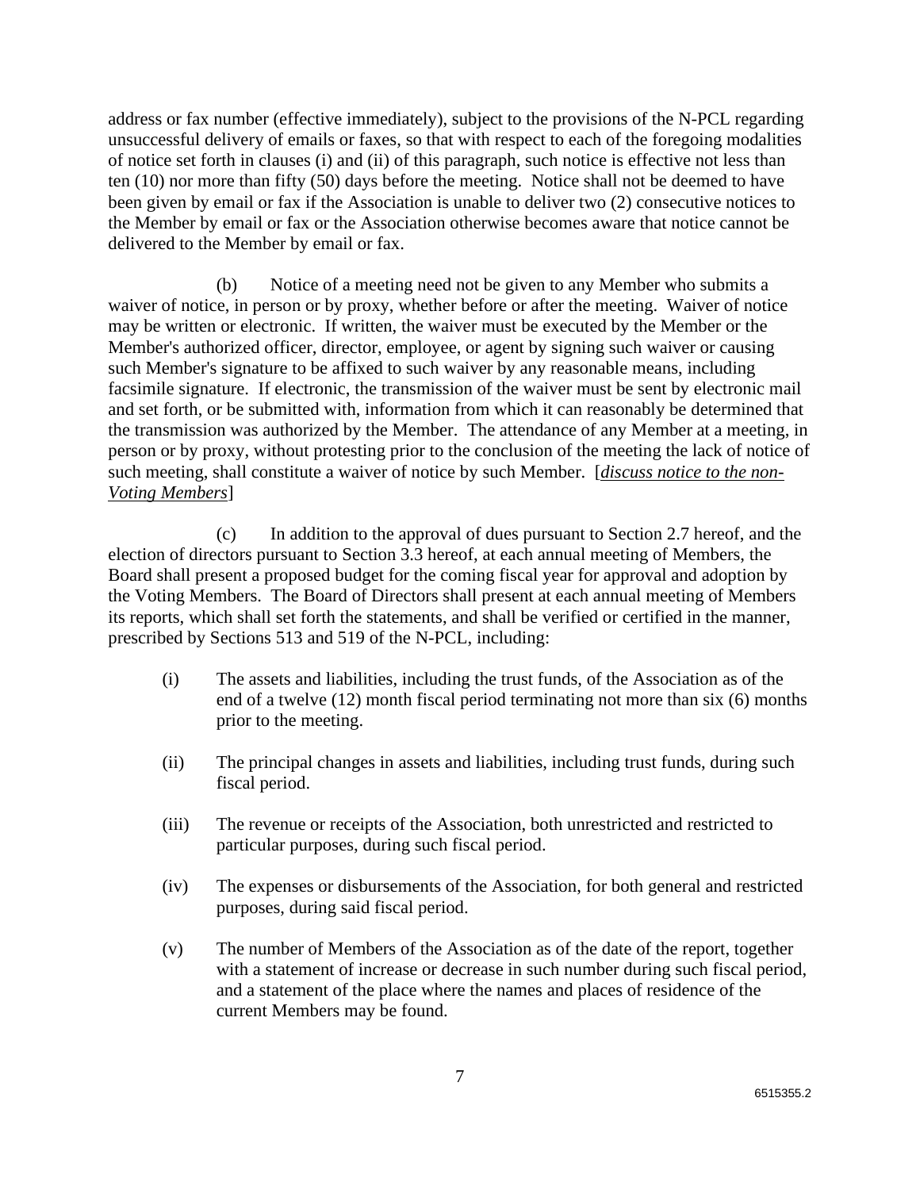address or fax number (effective immediately), subject to the provisions of the N-PCL regarding unsuccessful delivery of emails or faxes, so that with respect to each of the foregoing modalities of notice set forth in clauses (i) and (ii) of this paragraph, such notice is effective not less than ten (10) nor more than fifty (50) days before the meeting. Notice shall not be deemed to have been given by email or fax if the Association is unable to deliver two (2) consecutive notices to the Member by email or fax or the Association otherwise becomes aware that notice cannot be delivered to the Member by email or fax.

(b) Notice of a meeting need not be given to any Member who submits a waiver of notice, in person or by proxy, whether before or after the meeting. Waiver of notice may be written or electronic. If written, the waiver must be executed by the Member or the Member's authorized officer, director, employee, or agent by signing such waiver or causing such Member's signature to be affixed to such waiver by any reasonable means, including facsimile signature. If electronic, the transmission of the waiver must be sent by electronic mail and set forth, or be submitted with, information from which it can reasonably be determined that the transmission was authorized by the Member. The attendance of any Member at a meeting, in person or by proxy, without protesting prior to the conclusion of the meeting the lack of notice of such meeting, shall constitute a waiver of notice by such Member. [*discuss notice to the non-Voting Members*]

(c) In addition to the approval of dues pursuant to Section 2.7 hereof, and the election of directors pursuant to Section 3.3 hereof, at each annual meeting of Members, the Board shall present a proposed budget for the coming fiscal year for approval and adoption by the Voting Members. The Board of Directors shall present at each annual meeting of Members its reports, which shall set forth the statements, and shall be verified or certified in the manner, prescribed by Sections 513 and 519 of the N-PCL, including:

(i) The assets and liabilities, including the trust funds, of the Association as of the end of a twelve (12) month fiscal period terminating not more than six (6) months prior to the meeting.

(ii) The principal changes in assets and liabilities, including trust funds, during such fiscal period.

(iii) The revenue or receipts of the Association, both unrestricted and restricted to particular purposes, during such fiscal period.

(iv) The expenses or disbursements of the Association, for both general and restricted purposes, during said fiscal period.

(v) The number of Members of the Association as of the date of the report, together with a statement of increase or decrease in such number during such fiscal period, and a statement of the place where the names and places of residence of the current Members may be found.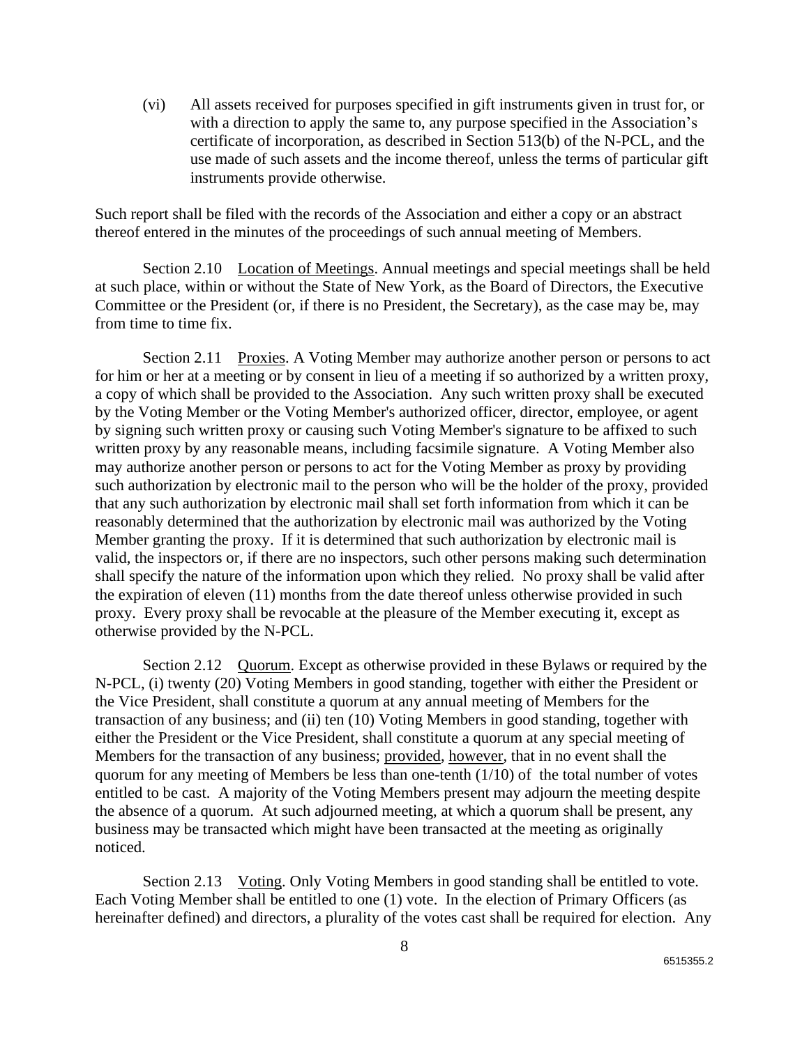(vi) All assets received for purposes specified in gift instruments given in trust for, or with a direction to apply the same to, any purpose specified in the Association's certificate of incorporation, as described in Section 513(b) of the N-PCL, and the use made of such assets and the income thereof, unless the terms of particular gift instruments provide otherwise.

Such report shall be filed with the records of the Association and either a copy or an abstract thereof entered in the minutes of the proceedings of such annual meeting of Members.

Section 2.10 Location of Meetings. Annual meetings and special meetings shall be held at such place, within or without the State of New York, as the Board of Directors, the Executive Committee or the President (or, if there is no President, the Secretary), as the case may be, may from time to time fix.

Section 2.11 Proxies. A Voting Member may authorize another person or persons to act for him or her at a meeting or by consent in lieu of a meeting if so authorized by a written proxy, a copy of which shall be provided to the Association. Any such written proxy shall be executed by the Voting Member or the Voting Member's authorized officer, director, employee, or agent by signing such written proxy or causing such Voting Member's signature to be affixed to such written proxy by any reasonable means, including facsimile signature. A Voting Member also may authorize another person or persons to act for the Voting Member as proxy by providing such authorization by electronic mail to the person who will be the holder of the proxy, provided that any such authorization by electronic mail shall set forth information from which it can be reasonably determined that the authorization by electronic mail was authorized by the Voting Member granting the proxy. If it is determined that such authorization by electronic mail is valid, the inspectors or, if there are no inspectors, such other persons making such determination shall specify the nature of the information upon which they relied. No proxy shall be valid after the expiration of eleven (11) months from the date thereof unless otherwise provided in such proxy. Every proxy shall be revocable at the pleasure of the Member executing it, except as otherwise provided by the N-PCL.

Section 2.12 Quorum. Except as otherwise provided in these Bylaws or required by the N-PCL, (i) twenty (20) Voting Members in good standing, together with either the President or the Vice President, shall constitute a quorum at any annual meeting of Members for the transaction of any business; and (ii) ten (10) Voting Members in good standing, together with either the President or the Vice President, shall constitute a quorum at any special meeting of Members for the transaction of any business; provided, however, that in no event shall the quorum for any meeting of Members be less than one-tenth (1/10) of the total number of votes entitled to be cast. A majority of the Voting Members present may adjourn the meeting despite the absence of a quorum. At such adjourned meeting, at which a quorum shall be present, any business may be transacted which might have been transacted at the meeting as originally noticed.

Section 2.13 Voting. Only Voting Members in good standing shall be entitled to vote. Each Voting Member shall be entitled to one (1) vote. In the election of Primary Officers (as hereinafter defined) and directors, a plurality of the votes cast shall be required for election. Any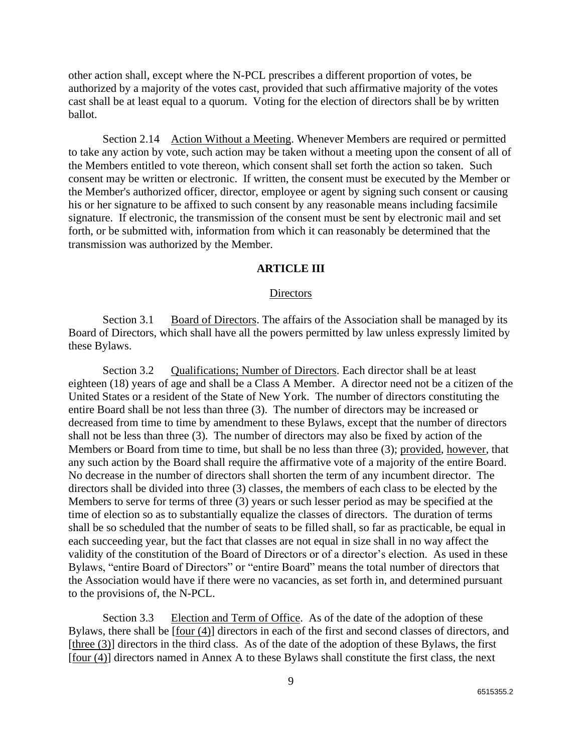other action shall, except where the N-PCL prescribes a different proportion of votes, be authorized by a majority of the votes cast, provided that such affirmative majority of the votes cast shall be at least equal to a quorum. Voting for the election of directors shall be by written ballot.

Section 2.14 Action Without a Meeting. Whenever Members are required or permitted to take any action by vote, such action may be taken without a meeting upon the consent of all of the Members entitled to vote thereon, which consent shall set forth the action so taken. Such consent may be written or electronic. If written, the consent must be executed by the Member or the Member's authorized officer, director, employee or agent by signing such consent or causing his or her signature to be affixed to such consent by any reasonable means including facsimile signature. If electronic, the transmission of the consent must be sent by electronic mail and set forth, or be submitted with, information from which it can reasonably be determined that the transmission was authorized by the Member.

## ARTICLE III

### Directors

Section 3.1 Board of Directors. The affairs of the Association shall be managed by its Board of Directors, which shall have all the powers permitted by law unless expressly limited by these Bylaws.

Section 3.2 Qualifications; Number of Directors. Each director shall be at least eighteen (18) years of age and shall be a Class A Member. A director need not be a citizen of the United States or a resident of the State of New York. The number of directors constituting the entire Board shall be not less than three (3). The number of directors may be increased or decreased from time to time by amendment to these Bylaws, except that the number of directors shall not be less than three (3). The number of directors may also be fixed by action of the Members or Board from time to time, but shall be no less than three (3); provided, however, that any such action by the Board shall require the affirmative vote of a majority of the entire Board. No decrease in the number of directors shall shorten the term of any incumbent director. The directors shall be divided into three (3) classes, the members of each class to be elected by the Members to serve for terms of three (3) years or such lesser period as may be specified at the time of election so as to substantially equalize the classes of directors. The duration of terms shall be so scheduled that the number of seats to be filled shall, so far as practicable, be equal in each succeeding year, but the fact that classes are not equal in size shall in no way affect the validity of the constitution of the Board of Directors or of a director's election. As used in these Bylaws, "entire Board of Directors" or "entire Board" means the total number of directors that the Association would have if there were no vacancies, as set forth in, and determined pursuant to the provisions of, the N-PCL.

Section 3.3 Election and Term of Office. As of the date of the adoption of these Bylaws, there shall be [four (4)] directors in each of the first and second classes of directors, and [three (3)] directors in the third class. As of the date of the adoption of these Bylaws, the first [four (4)] directors named in Annex A to these Bylaws shall constitute the first class, the next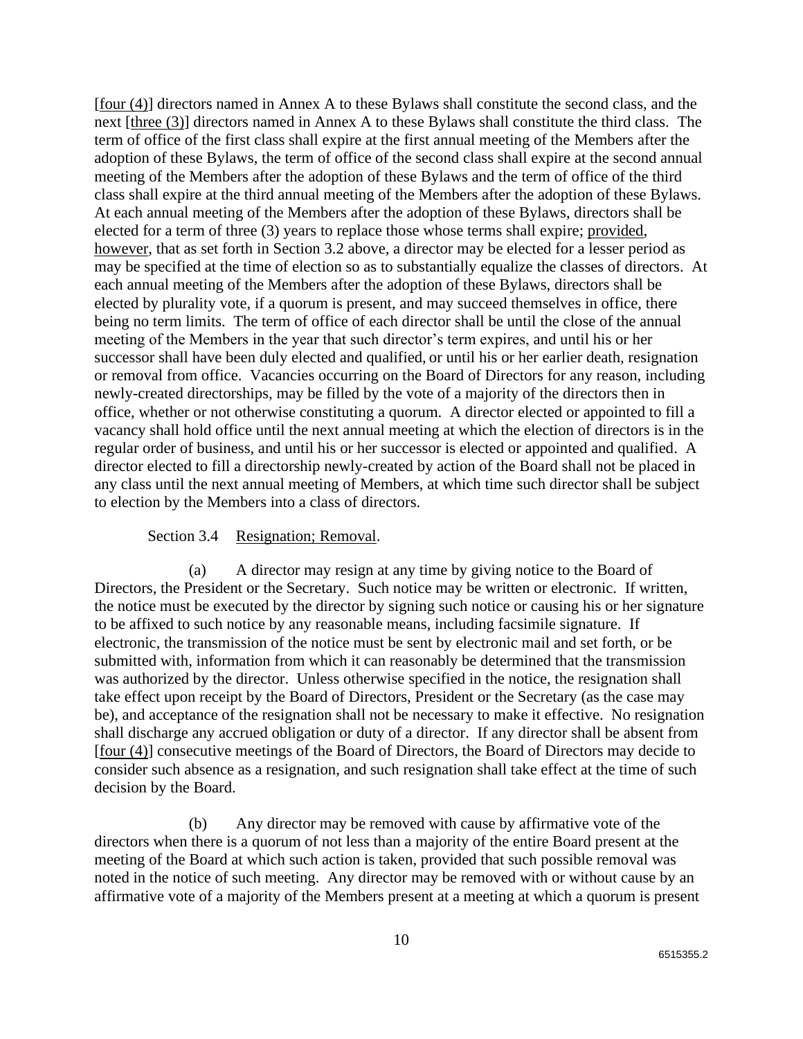[four (4)] directors named in Annex A to these Bylaws shall constitute the second class, and the next [three (3)] directors named in Annex A to these Bylaws shall constitute the third class. The term of office of the first class shall expire at the first annual meeting of the Members after the adoption of these Bylaws, the term of office of the second class shall expire at the second annual meeting of the Members after the adoption of these Bylaws and the term of office of the third class shall expire at the third annual meeting of the Members after the adoption of these Bylaws. At each annual meeting of the Members after the adoption of these Bylaws, directors shall be elected for a term of three (3) years to replace those whose terms shall expire; provided, however, that as set forth in Section 3.2 above, a director may be elected for a lesser period as may be specified at the time of election so as to substantially equalize the classes of directors. At each annual meeting of the Members after the adoption of these Bylaws, directors shall be elected by plurality vote, if a quorum is present, and may succeed themselves in office, there being no term limits. The term of office of each director shall be until the close of the annual meeting of the Members in the year that such director's term expires, and until his or her successor shall have been duly elected and qualified, or until his or her earlier death, resignation or removal from office. Vacancies occurring on the Board of Directors for any reason, including newly-created directorships, may be filled by the vote of a majority of the directors then in office, whether or not otherwise constituting a quorum. A director elected or appointed to fill a vacancy shall hold office until the next annual meeting at which the election of directors is in the regular order of business, and until his or her successor is elected or appointed and qualified. A director elected to fill a directorship newly-created by action of the Board shall not be placed in any class until the next annual meeting of Members, at which time such director shall be subject to election by the Members into a class of directors.

Section 3.4 Resignation; Removal.

(a) A director may resign at any time by giving notice to the Board of Directors, the President or the Secretary. Such notice may be written or electronic. If written, the notice must be executed by the director by signing such notice or causing his or her signature to be affixed to such notice by any reasonable means, including facsimile signature. If electronic, the transmission of the notice must be sent by electronic mail and set forth, or be submitted with, information from which it can reasonably be determined that the transmission was authorized by the director. Unless otherwise specified in the notice, the resignation shall take effect upon receipt by the Board of Directors, President or the Secretary (as the case may be), and acceptance of the resignation shall not be necessary to make it effective. No resignation shall discharge any accrued obligation or duty of a director. If any director shall be absent from [four (4)] consecutive meetings of the Board of Directors, the Board of Directors may decide to consider such absence as a resignation, and such resignation shall take effect at the time of such decision by the Board.

(b) Any director may be removed with cause by affirmative vote of the directors when there is a quorum of not less than a majority of the entire Board present at the meeting of the Board at which such action is taken, provided that such possible removal was noted in the notice of such meeting. Any director may be removed with or without cause by an affirmative vote of a majority of the Members present at a meeting at which a quorum is present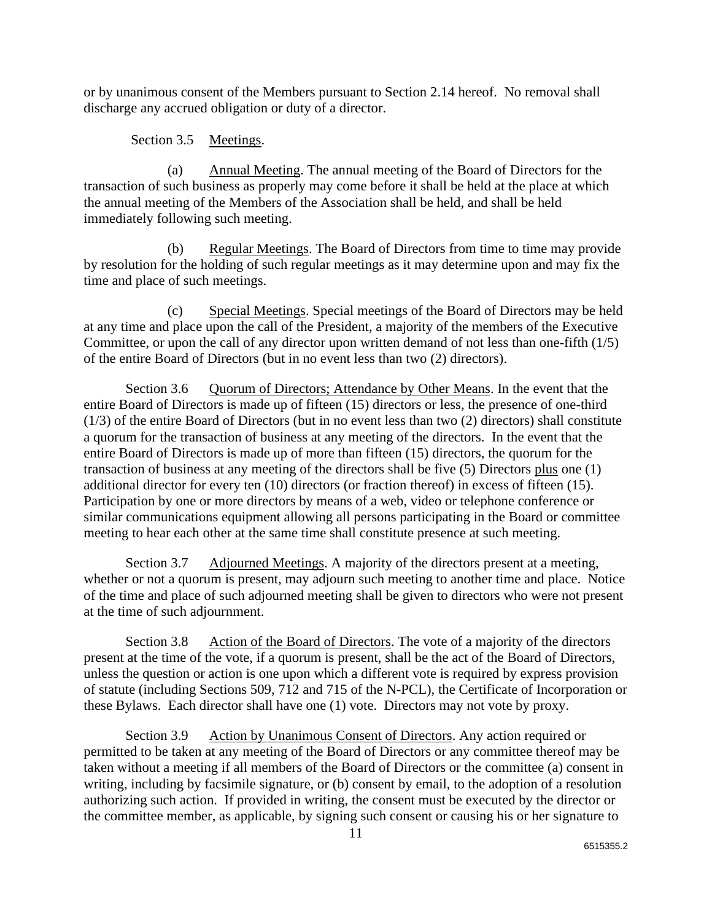or by unanimous consent of the Members pursuant to Section 2.14 hereof. No removal shall discharge any accrued obligation or duty of a director.

Section 3.5 Meetings.

(a) Annual Meeting. The annual meeting of the Board of Directors for the transaction of such business as properly may come before it shall be held at the place at which the annual meeting of the Members of the Association shall be held, and shall be held immediately following such meeting.

(b) Regular Meetings. The Board of Directors from time to time may provide by resolution for the holding of such regular meetings as it may determine upon and may fix the time and place of such meetings.

(c) Special Meetings. Special meetings of the Board of Directors may be held at any time and place upon the call of the President, a majority of the members of the Executive Committee, or upon the call of any director upon written demand of not less than one-fifth (1/5) of the entire Board of Directors (but in no event less than two (2) directors).

Section 3.6 Quorum of Directors; Attendance by Other Means. In the event that the entire Board of Directors is made up of fifteen (15) directors or less, the presence of one-third (1/3) of the entire Board of Directors (but in no event less than two (2) directors) shall constitute a quorum for the transaction of business at any meeting of the directors. In the event that the entire Board of Directors is made up of more than fifteen (15) directors, the quorum for the transaction of business at any meeting of the directors shall be five (5) Directors plus one (1) additional director for every ten (10) directors (or fraction thereof) in excess of fifteen (15). Participation by one or more directors by means of a web, video or telephone conference or similar communications equipment allowing all persons participating in the Board or committee meeting to hear each other at the same time shall constitute presence at such meeting.

Section 3.7 Adjourned Meetings. A majority of the directors present at a meeting, whether or not a quorum is present, may adjourn such meeting to another time and place. Notice of the time and place of such adjourned meeting shall be given to directors who were not present at the time of such adjournment.

Section 3.8 Action of the Board of Directors. The vote of a majority of the directors present at the time of the vote, if a quorum is present, shall be the act of the Board of Directors, unless the question or action is one upon which a different vote is required by express provision of statute (including Sections 509, 712 and 715 of the N-PCL), the Certificate of Incorporation or these Bylaws. Each director shall have one (1) vote. Directors may not vote by proxy.

Section 3.9 Action by Unanimous Consent of Directors. Any action required or permitted to be taken at any meeting of the Board of Directors or any committee thereof may be taken without a meeting if all members of the Board of Directors or the committee (a) consent in writing, including by facsimile signature, or (b) consent by email, to the adoption of a resolution authorizing such action. If provided in writing, the consent must be executed by the director or the committee member, as applicable, by signing such consent or causing his or her signature to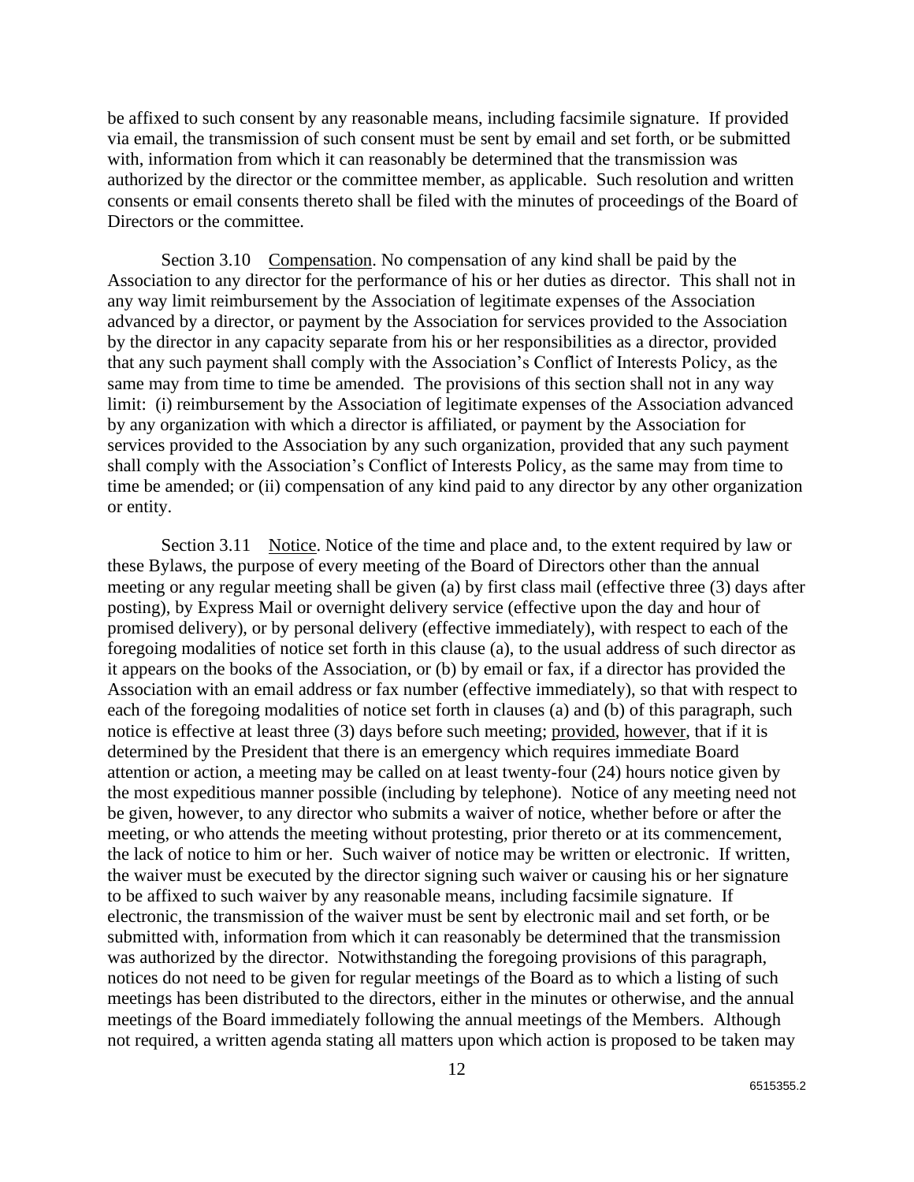be affixed to such consent by any reasonable means, including facsimile signature. If provided via email, the transmission of such consent must be sent by email and set forth, or be submitted with, information from which it can reasonably be determined that the transmission was authorized by the director or the committee member, as applicable. Such resolution and written consents or email consents thereto shall be filed with the minutes of proceedings of the Board of Directors or the committee.

Section 3.10 Compensation. No compensation of any kind shall be paid by the Association to any director for the performance of his or her duties as director. This shall not in any way limit reimbursement by the Association of legitimate expenses of the Association advanced by a director, or payment by the Association for services provided to the Association by the director in any capacity separate from his or her responsibilities as a director, provided that any such payment shall comply with the Association's Conflict of Interests Policy, as the same may from time to time be amended. The provisions of this section shall not in any way limit: (i) reimbursement by the Association of legitimate expenses of the Association advanced by any organization with which a director is affiliated, or payment by the Association for services provided to the Association by any such organization, provided that any such payment shall comply with the Association's Conflict of Interests Policy, as the same may from time to time be amended; or (ii) compensation of any kind paid to any director by any other organization or entity.

Section 3.11 Notice. Notice of the time and place and, to the extent required by law or these Bylaws, the purpose of every meeting of the Board of Directors other than the annual meeting or any regular meeting shall be given (a) by first class mail (effective three (3) days after posting), by Express Mail or overnight delivery service (effective upon the day and hour of promised delivery), or by personal delivery (effective immediately), with respect to each of the foregoing modalities of notice set forth in this clause (a), to the usual address of such director as it appears on the books of the Association, or (b) by email or fax, if a director has provided the Association with an email address or fax number (effective immediately), so that with respect to each of the foregoing modalities of notice set forth in clauses (a) and (b) of this paragraph, such notice is effective at least three (3) days before such meeting; provided, however, that if it is determined by the President that there is an emergency which requires immediate Board attention or action, a meeting may be called on at least twenty-four (24) hours notice given by the most expeditious manner possible (including by telephone). Notice of any meeting need not be given, however, to any director who submits a waiver of notice, whether before or after the meeting, or who attends the meeting without protesting, prior thereto or at its commencement, the lack of notice to him or her. Such waiver of notice may be written or electronic. If written, the waiver must be executed by the director signing such waiver or causing his or her signature to be affixed to such waiver by any reasonable means, including facsimile signature. If electronic, the transmission of the waiver must be sent by electronic mail and set forth, or be submitted with, information from which it can reasonably be determined that the transmission was authorized by the director. Notwithstanding the foregoing provisions of this paragraph, notices do not need to be given for regular meetings of the Board as to which a listing of such meetings has been distributed to the directors, either in the minutes or otherwise, and the annual meetings of the Board immediately following the annual meetings of the Members. Although not required, a written agenda stating all matters upon which action is proposed to be taken may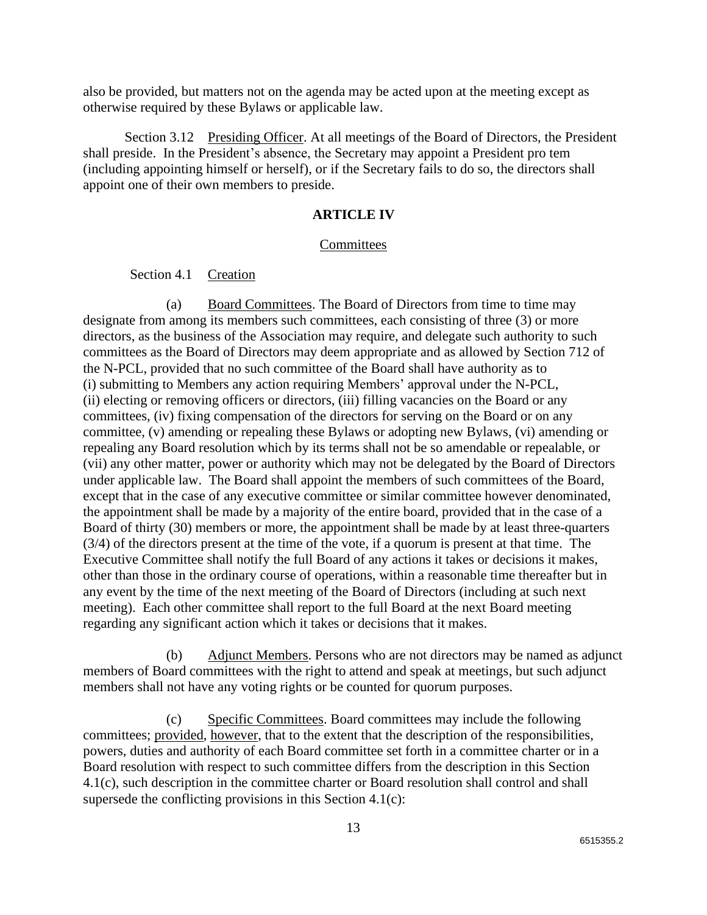also be provided, but matters not on the agenda may be acted upon at the meeting except as otherwise required by these Bylaws or applicable law.

Section 3.12 Presiding Officer. At all meetings of the Board of Directors, the President shall preside. In the President's absence, the Secretary may appoint a President pro tem (including appointing himself or herself), or if the Secretary fails to do so, the directors shall appoint one of their own members to preside.

## ARTICLE IV

### Committees

Section 4.1 Creation

(a) Board Committees. The Board of Directors from time to time may designate from among its members such committees, each consisting of three (3) or more directors, as the business of the Association may require, and delegate such authority to such committees as the Board of Directors may deem appropriate and as allowed by Section 712 of the N-PCL, provided that no such committee of the Board shall have authority as to (i) submitting to Members any action requiring Members' approval under the N-PCL, (ii) electing or removing officers or directors, (iii) filling vacancies on the Board or any committees, (iv) fixing compensation of the directors for serving on the Board or on any committee, (v) amending or repealing these Bylaws or adopting new Bylaws, (vi) amending or repealing any Board resolution which by its terms shall not be so amendable or repealable, or (vii) any other matter, power or authority which may not be delegated by the Board of Directors under applicable law. The Board shall appoint the members of such committees of the Board, except that in the case of any executive committee or similar committee however denominated, the appointment shall be made by a majority of the entire board, provided that in the case of a Board of thirty (30) members or more, the appointment shall be made by at least three-quarters (3/4) of the directors present at the time of the vote, if a quorum is present at that time. The Executive Committee shall notify the full Board of any actions it takes or decisions it makes, other than those in the ordinary course of operations, within a reasonable time thereafter but in any event by the time of the next meeting of the Board of Directors (including at such next meeting). Each other committee shall report to the full Board at the next Board meeting regarding any significant action which it takes or decisions that it makes.

(b) Adjunct Members. Persons who are not directors may be named as adjunct members of Board committees with the right to attend and speak at meetings, but such adjunct members shall not have any voting rights or be counted for quorum purposes.

(c) Specific Committees. Board committees may include the following committees; provided, however, that to the extent that the description of the responsibilities, powers, duties and authority of each Board committee set forth in a committee charter or in a Board resolution with respect to such committee differs from the description in this Section 4.1(c), such description in the committee charter or Board resolution shall control and shall supersede the conflicting provisions in this Section 4.1(c):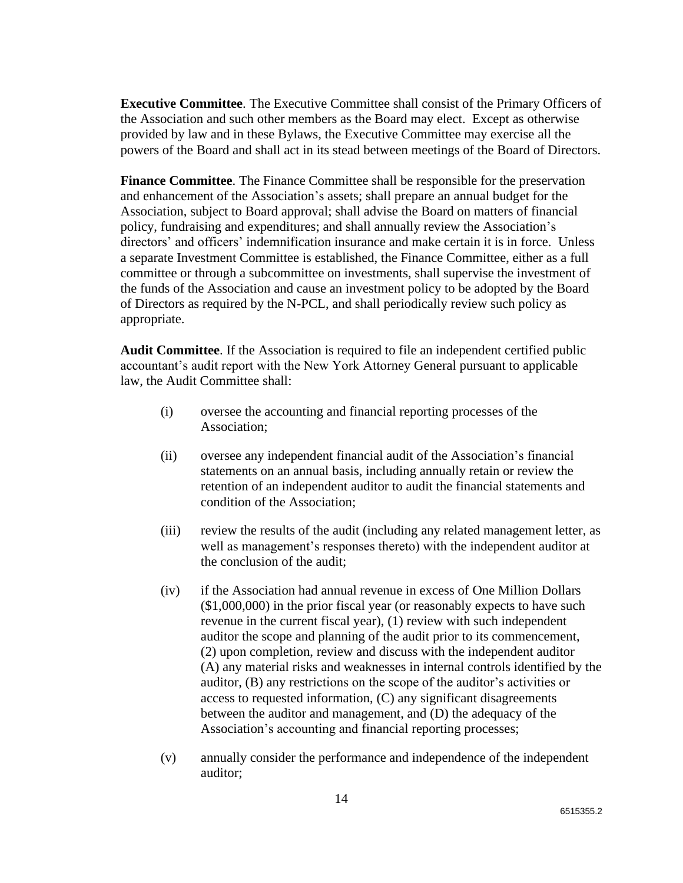**Executive Committee**. The Executive Committee shall consist of the Primary Officers of the Association and such other members as the Board may elect. Except as otherwise provided by law and in these Bylaws, the Executive Committee may exercise all the powers of the Board and shall act in its stead between meetings of the Board of Directors.

**Finance Committee**. The Finance Committee shall be responsible for the preservation and enhancement of the Association's assets; shall prepare an annual budget for the Association, subject to Board approval; shall advise the Board on matters of financial policy, fundraising and expenditures; and shall annually review the Association's directors' and officers' indemnification insurance and make certain it is in force. Unless a separate Investment Committee is established, the Finance Committee, either as a full committee or through a subcommittee on investments, shall supervise the investment of the funds of the Association and cause an investment policy to be adopted by the Board of Directors as required by the N-PCL, and shall periodically review such policy as appropriate.

**Audit Committee**. If the Association is required to file an independent certified public accountant's audit report with the New York Attorney General pursuant to applicable law, the Audit Committee shall:

(i) oversee the accounting and financial reporting processes of the Association;

(ii) oversee any independent financial audit of the Association's financial statements on an annual basis, including annually retain or review the retention of an independent auditor to audit the financial statements and condition of the Association;

(iii) review the results of the audit (including any related management letter, as well as management's responses thereto) with the independent auditor at the conclusion of the audit;

(iv) if the Association had annual revenue in excess of One Million Dollars ($1,000,000) in the prior fiscal year (or reasonably expects to have such revenue in the current fiscal year), (1) review with such independent auditor the scope and planning of the audit prior to its commencement, (2) upon completion, review and discuss with the independent auditor (A) any material risks and weaknesses in internal controls identified by the auditor, (B) any restrictions on the scope of the auditor's activities or access to requested information, (C) any significant disagreements between the auditor and management, and (D) the adequacy of the Association's accounting and financial reporting processes;

(v) annually consider the performance and independence of the independent auditor;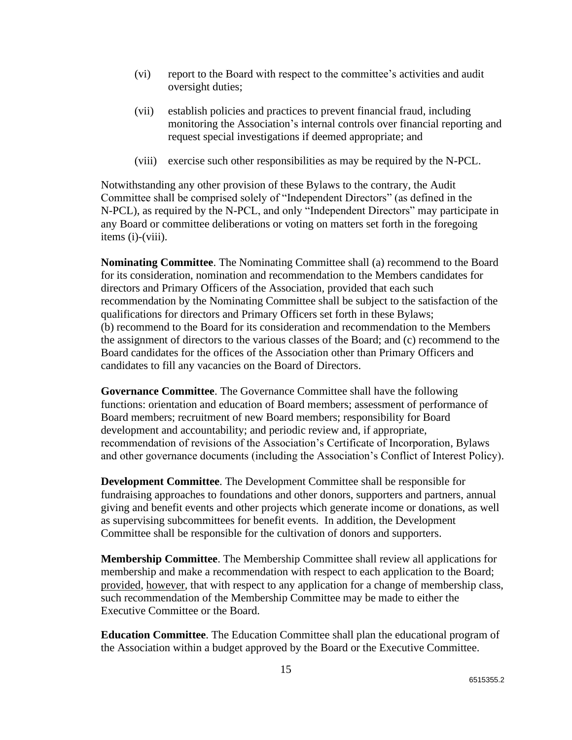(vi) report to the Board with respect to the committee's activities and audit oversight duties;

(vii) establish policies and practices to prevent financial fraud, including monitoring the Association's internal controls over financial reporting and request special investigations if deemed appropriate; and

(viii) exercise such other responsibilities as may be required by the N-PCL.

Notwithstanding any other provision of these Bylaws to the contrary, the Audit Committee shall be comprised solely of "Independent Directors" (as defined in the N-PCL), as required by the N-PCL, and only "Independent Directors" may participate in any Board or committee deliberations or voting on matters set forth in the foregoing items (i)-(viii).

**Nominating Committee**. The Nominating Committee shall (a) recommend to the Board for its consideration, nomination and recommendation to the Members candidates for directors and Primary Officers of the Association, provided that each such recommendation by the Nominating Committee shall be subject to the satisfaction of the qualifications for directors and Primary Officers set forth in these Bylaws; (b) recommend to the Board for its consideration and recommendation to the Members the assignment of directors to the various classes of the Board; and (c) recommend to the Board candidates for the offices of the Association other than Primary Officers and candidates to fill any vacancies on the Board of Directors.

**Governance Committee**. The Governance Committee shall have the following functions: orientation and education of Board members; assessment of performance of Board members; recruitment of new Board members; responsibility for Board development and accountability; and periodic review and, if appropriate, recommendation of revisions of the Association's Certificate of Incorporation, Bylaws and other governance documents (including the Association's Conflict of Interest Policy).

**Development Committee**. The Development Committee shall be responsible for fundraising approaches to foundations and other donors, supporters and partners, annual giving and benefit events and other projects which generate income or donations, as well as supervising subcommittees for benefit events. In addition, the Development Committee shall be responsible for the cultivation of donors and supporters.

**Membership Committee**. The Membership Committee shall review all applications for membership and make a recommendation with respect to each application to the Board; provided, however, that with respect to any application for a change of membership class, such recommendation of the Membership Committee may be made to either the Executive Committee or the Board.

**Education Committee**. The Education Committee shall plan the educational program of the Association within a budget approved by the Board or the Executive Committee.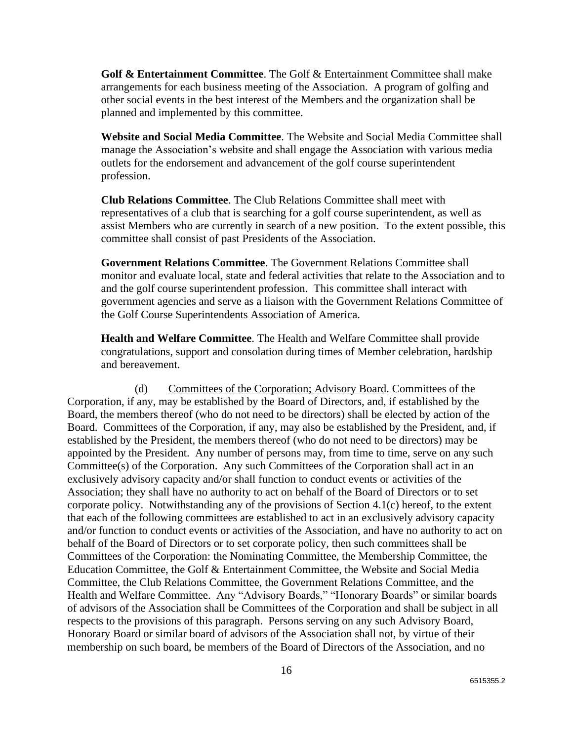**Golf & Entertainment Committee**. The Golf & Entertainment Committee shall make arrangements for each business meeting of the Association. A program of golfing and other social events in the best interest of the Members and the organization shall be planned and implemented by this committee.

**Website and Social Media Committee**. The Website and Social Media Committee shall manage the Association's website and shall engage the Association with various media outlets for the endorsement and advancement of the golf course superintendent profession.

**Club Relations Committee**. The Club Relations Committee shall meet with representatives of a club that is searching for a golf course superintendent, as well as assist Members who are currently in search of a new position. To the extent possible, this committee shall consist of past Presidents of the Association.

**Government Relations Committee**. The Government Relations Committee shall monitor and evaluate local, state and federal activities that relate to the Association and to and the golf course superintendent profession. This committee shall interact with government agencies and serve as a liaison with the Government Relations Committee of the Golf Course Superintendents Association of America.

**Health and Welfare Committee**. The Health and Welfare Committee shall provide congratulations, support and consolation during times of Member celebration, hardship and bereavement.

(d) Committees of the Corporation; Advisory Board. Committees of the Corporation, if any, may be established by the Board of Directors, and, if established by the Board, the members thereof (who do not need to be directors) shall be elected by action of the Board. Committees of the Corporation, if any, may also be established by the President, and, if established by the President, the members thereof (who do not need to be directors) may be appointed by the President. Any number of persons may, from time to time, serve on any such Committee(s) of the Corporation. Any such Committees of the Corporation shall act in an exclusively advisory capacity and/or shall function to conduct events or activities of the Association; they shall have no authority to act on behalf of the Board of Directors or to set corporate policy. Notwithstanding any of the provisions of Section 4.1(c) hereof, to the extent that each of the following committees are established to act in an exclusively advisory capacity and/or function to conduct events or activities of the Association, and have no authority to act on behalf of the Board of Directors or to set corporate policy, then such committees shall be Committees of the Corporation: the Nominating Committee, the Membership Committee, the Education Committee, the Golf & Entertainment Committee, the Website and Social Media Committee, the Club Relations Committee, the Government Relations Committee, and the Health and Welfare Committee. Any "Advisory Boards," "Honorary Boards" or similar boards of advisors of the Association shall be Committees of the Corporation and shall be subject in all respects to the provisions of this paragraph. Persons serving on any such Advisory Board, Honorary Board or similar board of advisors of the Association shall not, by virtue of their membership on such board, be members of the Board of Directors of the Association, and no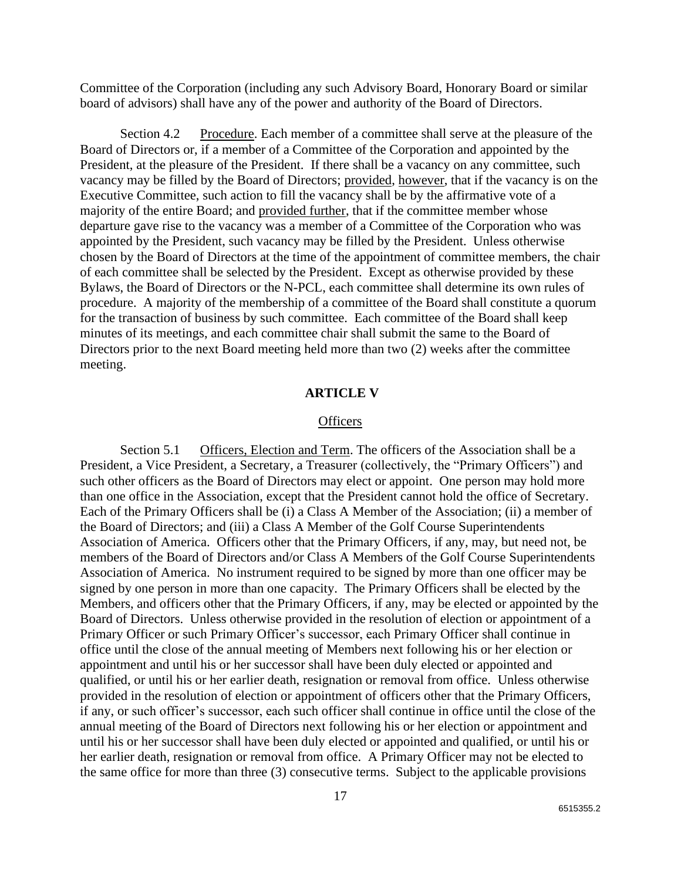Committee of the Corporation (including any such Advisory Board, Honorary Board or similar board of advisors) shall have any of the power and authority of the Board of Directors.

Section 4.2 Procedure. Each member of a committee shall serve at the pleasure of the Board of Directors or, if a member of a Committee of the Corporation and appointed by the President, at the pleasure of the President. If there shall be a vacancy on any committee, such vacancy may be filled by the Board of Directors; provided, however, that if the vacancy is on the Executive Committee, such action to fill the vacancy shall be by the affirmative vote of a majority of the entire Board; and provided further, that if the committee member whose departure gave rise to the vacancy was a member of a Committee of the Corporation who was appointed by the President, such vacancy may be filled by the President. Unless otherwise chosen by the Board of Directors at the time of the appointment of committee members, the chair of each committee shall be selected by the President. Except as otherwise provided by these Bylaws, the Board of Directors or the N-PCL, each committee shall determine its own rules of procedure. A majority of the membership of a committee of the Board shall constitute a quorum for the transaction of business by such committee. Each committee of the Board shall keep minutes of its meetings, and each committee chair shall submit the same to the Board of Directors prior to the next Board meeting held more than two (2) weeks after the committee meeting.

## ARTICLE V

### Officers

Section 5.1 Officers, Election and Term. The officers of the Association shall be a President, a Vice President, a Secretary, a Treasurer (collectively, the "Primary Officers") and such other officers as the Board of Directors may elect or appoint. One person may hold more than one office in the Association, except that the President cannot hold the office of Secretary. Each of the Primary Officers shall be (i) a Class A Member of the Association; (ii) a member of the Board of Directors; and (iii) a Class A Member of the Golf Course Superintendents Association of America. Officers other that the Primary Officers, if any, may, but need not, be members of the Board of Directors and/or Class A Members of the Golf Course Superintendents Association of America. No instrument required to be signed by more than one officer may be signed by one person in more than one capacity. The Primary Officers shall be elected by the Members, and officers other that the Primary Officers, if any, may be elected or appointed by the Board of Directors. Unless otherwise provided in the resolution of election or appointment of a Primary Officer or such Primary Officer's successor, each Primary Officer shall continue in office until the close of the annual meeting of Members next following his or her election or appointment and until his or her successor shall have been duly elected or appointed and qualified, or until his or her earlier death, resignation or removal from office. Unless otherwise provided in the resolution of election or appointment of officers other that the Primary Officers, if any, or such officer's successor, each such officer shall continue in office until the close of the annual meeting of the Board of Directors next following his or her election or appointment and until his or her successor shall have been duly elected or appointed and qualified, or until his or her earlier death, resignation or removal from office. A Primary Officer may not be elected to the same office for more than three (3) consecutive terms. Subject to the applicable provisions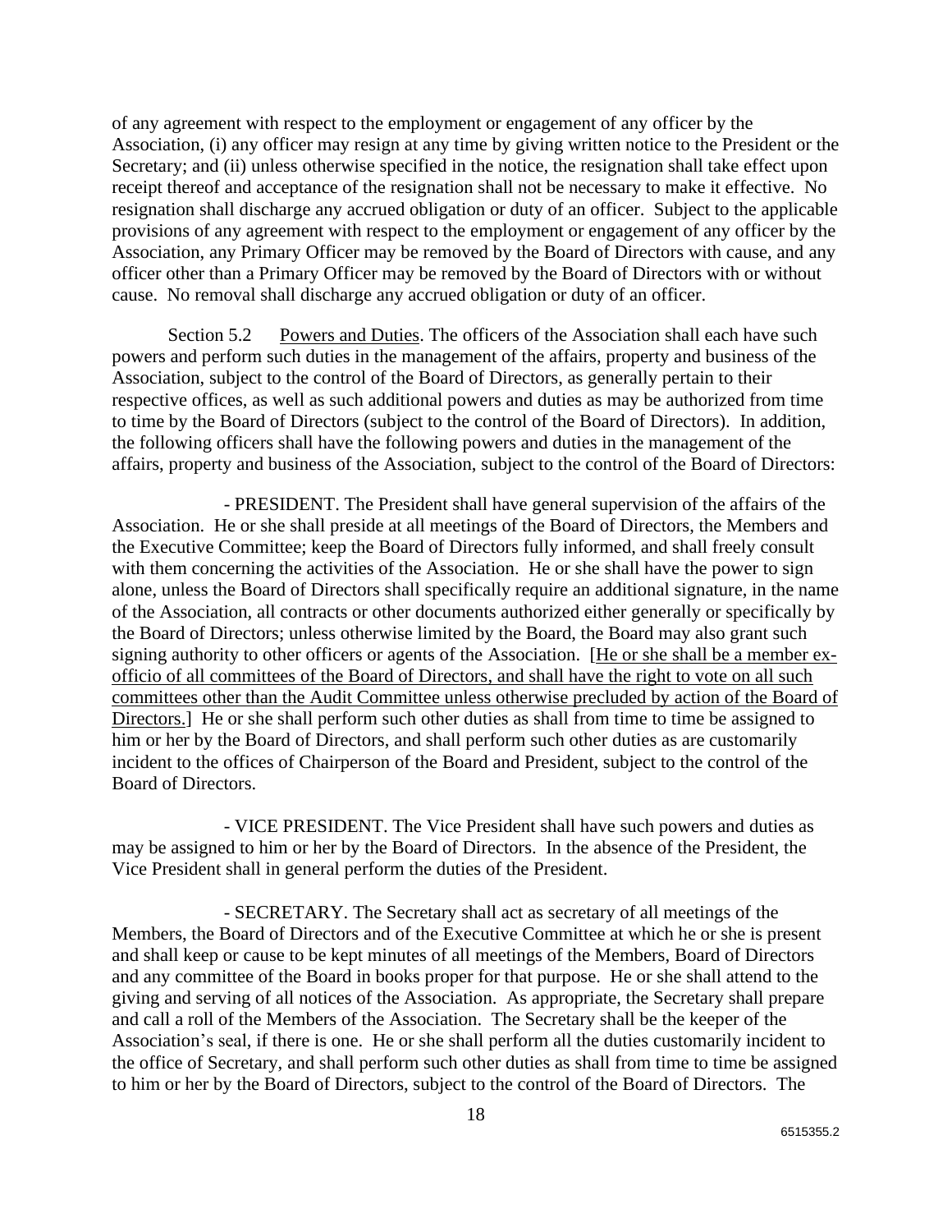of any agreement with respect to the employment or engagement of any officer by the Association, (i) any officer may resign at any time by giving written notice to the President or the Secretary; and (ii) unless otherwise specified in the notice, the resignation shall take effect upon receipt thereof and acceptance of the resignation shall not be necessary to make it effective. No resignation shall discharge any accrued obligation or duty of an officer. Subject to the applicable provisions of any agreement with respect to the employment or engagement of any officer by the Association, any Primary Officer may be removed by the Board of Directors with cause, and any officer other than a Primary Officer may be removed by the Board of Directors with or without cause. No removal shall discharge any accrued obligation or duty of an officer.

Section 5.2 Powers and Duties. The officers of the Association shall each have such powers and perform such duties in the management of the affairs, property and business of the Association, subject to the control of the Board of Directors, as generally pertain to their respective offices, as well as such additional powers and duties as may be authorized from time to time by the Board of Directors (subject to the control of the Board of Directors). In addition, the following officers shall have the following powers and duties in the management of the affairs, property and business of the Association, subject to the control of the Board of Directors:

- PRESIDENT. The President shall have general supervision of the affairs of the Association. He or she shall preside at all meetings of the Board of Directors, the Members and the Executive Committee; keep the Board of Directors fully informed, and shall freely consult with them concerning the activities of the Association. He or she shall have the power to sign alone, unless the Board of Directors shall specifically require an additional signature, in the name of the Association, all contracts or other documents authorized either generally or specifically by the Board of Directors; unless otherwise limited by the Board, the Board may also grant such signing authority to other officers or agents of the Association. [He or she shall be a member ex-officio of all committees of the Board of Directors, and shall have the right to vote on all such committees other than the Audit Committee unless otherwise precluded by action of the Board of Directors.] He or she shall perform such other duties as shall from time to time be assigned to him or her by the Board of Directors, and shall perform such other duties as are customarily incident to the offices of Chairperson of the Board and President, subject to the control of the Board of Directors.

- VICE PRESIDENT. The Vice President shall have such powers and duties as may be assigned to him or her by the Board of Directors. In the absence of the President, the Vice President shall in general perform the duties of the President.

- SECRETARY. The Secretary shall act as secretary of all meetings of the Members, the Board of Directors and of the Executive Committee at which he or she is present and shall keep or cause to be kept minutes of all meetings of the Members, Board of Directors and any committee of the Board in books proper for that purpose. He or she shall attend to the giving and serving of all notices of the Association. As appropriate, the Secretary shall prepare and call a roll of the Members of the Association. The Secretary shall be the keeper of the Association's seal, if there is one. He or she shall perform all the duties customarily incident to the office of Secretary, and shall perform such other duties as shall from time to time be assigned to him or her by the Board of Directors, subject to the control of the Board of Directors. The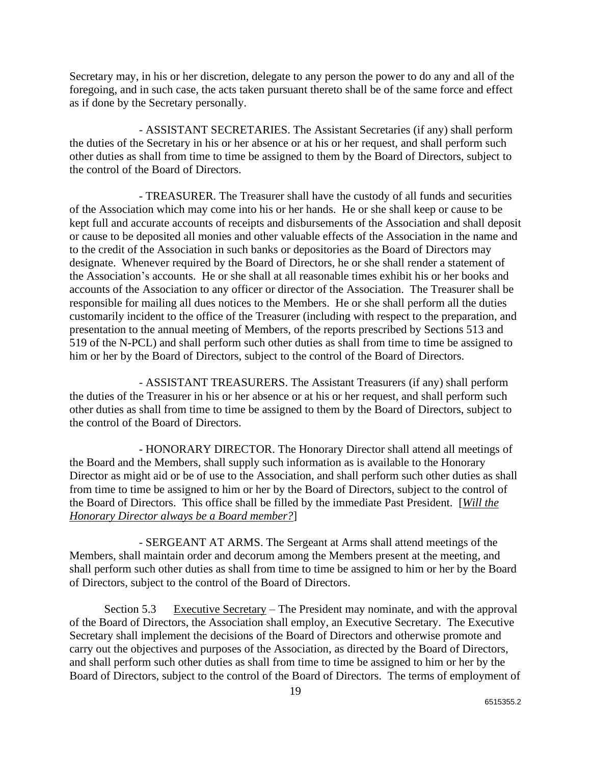Secretary may, in his or her discretion, delegate to any person the power to do any and all of the foregoing, and in such case, the acts taken pursuant thereto shall be of the same force and effect as if done by the Secretary personally.

- ASSISTANT SECRETARIES. The Assistant Secretaries (if any) shall perform the duties of the Secretary in his or her absence or at his or her request, and shall perform such other duties as shall from time to time be assigned to them by the Board of Directors, subject to the control of the Board of Directors.

- TREASURER. The Treasurer shall have the custody of all funds and securities of the Association which may come into his or her hands. He or she shall keep or cause to be kept full and accurate accounts of receipts and disbursements of the Association and shall deposit or cause to be deposited all monies and other valuable effects of the Association in the name and to the credit of the Association in such banks or depositories as the Board of Directors may designate. Whenever required by the Board of Directors, he or she shall render a statement of the Association's accounts. He or she shall at all reasonable times exhibit his or her books and accounts of the Association to any officer or director of the Association. The Treasurer shall be responsible for mailing all dues notices to the Members. He or she shall perform all the duties customarily incident to the office of the Treasurer (including with respect to the preparation, and presentation to the annual meeting of Members, of the reports prescribed by Sections 513 and 519 of the N-PCL) and shall perform such other duties as shall from time to time be assigned to him or her by the Board of Directors, subject to the control of the Board of Directors.

- ASSISTANT TREASURERS. The Assistant Treasurers (if any) shall perform the duties of the Treasurer in his or her absence or at his or her request, and shall perform such other duties as shall from time to time be assigned to them by the Board of Directors, subject to the control of the Board of Directors.

- HONORARY DIRECTOR. The Honorary Director shall attend all meetings of the Board and the Members, shall supply such information as is available to the Honorary Director as might aid or be of use to the Association, and shall perform such other duties as shall from time to time be assigned to him or her by the Board of Directors, subject to the control of the Board of Directors. This office shall be filled by the immediate Past President. [*Will the Honorary Director always be a Board member?*]

- SERGEANT AT ARMS. The Sergeant at Arms shall attend meetings of the Members, shall maintain order and decorum among the Members present at the meeting, and shall perform such other duties as shall from time to time be assigned to him or her by the Board of Directors, subject to the control of the Board of Directors.

Section 5.3 Executive Secretary – The President may nominate, and with the approval of the Board of Directors, the Association shall employ, an Executive Secretary. The Executive Secretary shall implement the decisions of the Board of Directors and otherwise promote and carry out the objectives and purposes of the Association, as directed by the Board of Directors, and shall perform such other duties as shall from time to time be assigned to him or her by the Board of Directors, subject to the control of the Board of Directors. The terms of employment of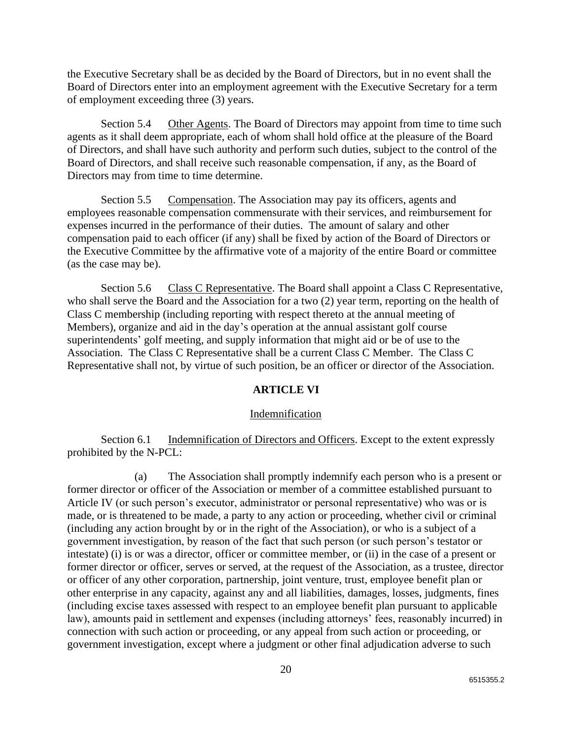the Executive Secretary shall be as decided by the Board of Directors, but in no event shall the Board of Directors enter into an employment agreement with the Executive Secretary for a term of employment exceeding three (3) years.

Section 5.4 Other Agents. The Board of Directors may appoint from time to time such agents as it shall deem appropriate, each of whom shall hold office at the pleasure of the Board of Directors, and shall have such authority and perform such duties, subject to the control of the Board of Directors, and shall receive such reasonable compensation, if any, as the Board of Directors may from time to time determine.

Section 5.5 Compensation. The Association may pay its officers, agents and employees reasonable compensation commensurate with their services, and reimbursement for expenses incurred in the performance of their duties. The amount of salary and other compensation paid to each officer (if any) shall be fixed by action of the Board of Directors or the Executive Committee by the affirmative vote of a majority of the entire Board or committee (as the case may be).

Section 5.6 Class C Representative. The Board shall appoint a Class C Representative, who shall serve the Board and the Association for a two (2) year term, reporting on the health of Class C membership (including reporting with respect thereto at the annual meeting of Members), organize and aid in the day's operation at the annual assistant golf course superintendents' golf meeting, and supply information that might aid or be of use to the Association. The Class C Representative shall be a current Class C Member. The Class C Representative shall not, by virtue of such position, be an officer or director of the Association.

## ARTICLE VI

### Indemnification

Section 6.1 Indemnification of Directors and Officers. Except to the extent expressly prohibited by the N-PCL:

(a) The Association shall promptly indemnify each person who is a present or former director or officer of the Association or member of a committee established pursuant to Article IV (or such person's executor, administrator or personal representative) who was or is made, or is threatened to be made, a party to any action or proceeding, whether civil or criminal (including any action brought by or in the right of the Association), or who is a subject of a government investigation, by reason of the fact that such person (or such person's testator or intestate) (i) is or was a director, officer or committee member, or (ii) in the case of a present or former director or officer, serves or served, at the request of the Association, as a trustee, director or officer of any other corporation, partnership, joint venture, trust, employee benefit plan or other enterprise in any capacity, against any and all liabilities, damages, losses, judgments, fines (including excise taxes assessed with respect to an employee benefit plan pursuant to applicable law), amounts paid in settlement and expenses (including attorneys' fees, reasonably incurred) in connection with such action or proceeding, or any appeal from such action or proceeding, or government investigation, except where a judgment or other final adjudication adverse to such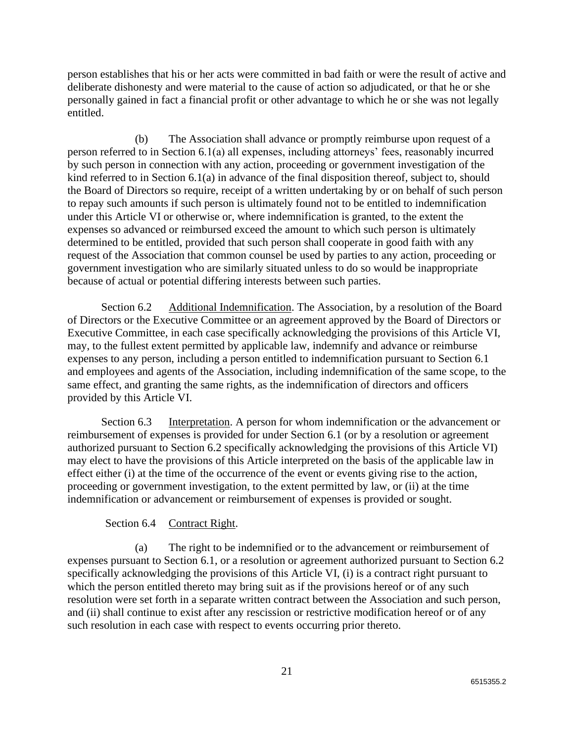person establishes that his or her acts were committed in bad faith or were the result of active and deliberate dishonesty and were material to the cause of action so adjudicated, or that he or she personally gained in fact a financial profit or other advantage to which he or she was not legally entitled.

(b) The Association shall advance or promptly reimburse upon request of a person referred to in Section 6.1(a) all expenses, including attorneys' fees, reasonably incurred by such person in connection with any action, proceeding or government investigation of the kind referred to in Section 6.1(a) in advance of the final disposition thereof, subject to, should the Board of Directors so require, receipt of a written undertaking by or on behalf of such person to repay such amounts if such person is ultimately found not to be entitled to indemnification under this Article VI or otherwise or, where indemnification is granted, to the extent the expenses so advanced or reimbursed exceed the amount to which such person is ultimately determined to be entitled, provided that such person shall cooperate in good faith with any request of the Association that common counsel be used by parties to any action, proceeding or government investigation who are similarly situated unless to do so would be inappropriate because of actual or potential differing interests between such parties.

Section 6.2 Additional Indemnification. The Association, by a resolution of the Board of Directors or the Executive Committee or an agreement approved by the Board of Directors or Executive Committee, in each case specifically acknowledging the provisions of this Article VI, may, to the fullest extent permitted by applicable law, indemnify and advance or reimburse expenses to any person, including a person entitled to indemnification pursuant to Section 6.1 and employees and agents of the Association, including indemnification of the same scope, to the same effect, and granting the same rights, as the indemnification of directors and officers provided by this Article VI.

Section 6.3 Interpretation. A person for whom indemnification or the advancement or reimbursement of expenses is provided for under Section 6.1 (or by a resolution or agreement authorized pursuant to Section 6.2 specifically acknowledging the provisions of this Article VI) may elect to have the provisions of this Article interpreted on the basis of the applicable law in effect either (i) at the time of the occurrence of the event or events giving rise to the action, proceeding or government investigation, to the extent permitted by law, or (ii) at the time indemnification or advancement or reimbursement of expenses is provided or sought.

Section 6.4 Contract Right.

(a) The right to be indemnified or to the advancement or reimbursement of expenses pursuant to Section 6.1, or a resolution or agreement authorized pursuant to Section 6.2 specifically acknowledging the provisions of this Article VI, (i) is a contract right pursuant to which the person entitled thereto may bring suit as if the provisions hereof or of any such resolution were set forth in a separate written contract between the Association and such person, and (ii) shall continue to exist after any rescission or restrictive modification hereof or of any such resolution in each case with respect to events occurring prior thereto.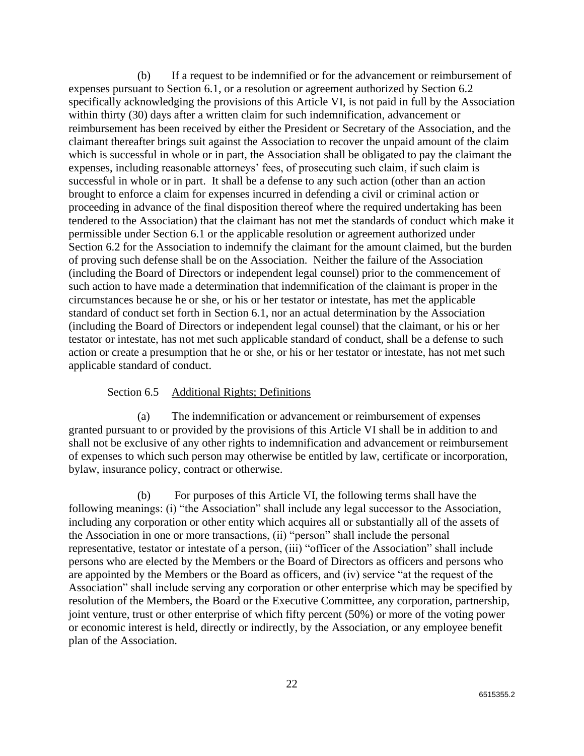(b) If a request to be indemnified or for the advancement or reimbursement of expenses pursuant to Section 6.1, or a resolution or agreement authorized by Section 6.2 specifically acknowledging the provisions of this Article VI, is not paid in full by the Association within thirty (30) days after a written claim for such indemnification, advancement or reimbursement has been received by either the President or Secretary of the Association, and the claimant thereafter brings suit against the Association to recover the unpaid amount of the claim which is successful in whole or in part, the Association shall be obligated to pay the claimant the expenses, including reasonable attorneys' fees, of prosecuting such claim, if such claim is successful in whole or in part. It shall be a defense to any such action (other than an action brought to enforce a claim for expenses incurred in defending a civil or criminal action or proceeding in advance of the final disposition thereof where the required undertaking has been tendered to the Association) that the claimant has not met the standards of conduct which make it permissible under Section 6.1 or the applicable resolution or agreement authorized under Section 6.2 for the Association to indemnify the claimant for the amount claimed, but the burden of proving such defense shall be on the Association. Neither the failure of the Association (including the Board of Directors or independent legal counsel) prior to the commencement of such action to have made a determination that indemnification of the claimant is proper in the circumstances because he or she, or his or her testator or intestate, has met the applicable standard of conduct set forth in Section 6.1, nor an actual determination by the Association (including the Board of Directors or independent legal counsel) that the claimant, or his or her testator or intestate, has not met such applicable standard of conduct, shall be a defense to such action or create a presumption that he or she, or his or her testator or intestate, has not met such applicable standard of conduct.

Section 6.5 Additional Rights; Definitions

(a) The indemnification or advancement or reimbursement of expenses granted pursuant to or provided by the provisions of this Article VI shall be in addition to and shall not be exclusive of any other rights to indemnification and advancement or reimbursement of expenses to which such person may otherwise be entitled by law, certificate or incorporation, bylaw, insurance policy, contract or otherwise.

(b) For purposes of this Article VI, the following terms shall have the following meanings: (i) "the Association" shall include any legal successor to the Association, including any corporation or other entity which acquires all or substantially all of the assets of the Association in one or more transactions, (ii) "person" shall include the personal representative, testator or intestate of a person, (iii) "officer of the Association" shall include persons who are elected by the Members or the Board of Directors as officers and persons who are appointed by the Members or the Board as officers, and (iv) service "at the request of the Association" shall include serving any corporation or other enterprise which may be specified by resolution of the Members, the Board or the Executive Committee, any corporation, partnership, joint venture, trust or other enterprise of which fifty percent (50%) or more of the voting power or economic interest is held, directly or indirectly, by the Association, or any employee benefit plan of the Association.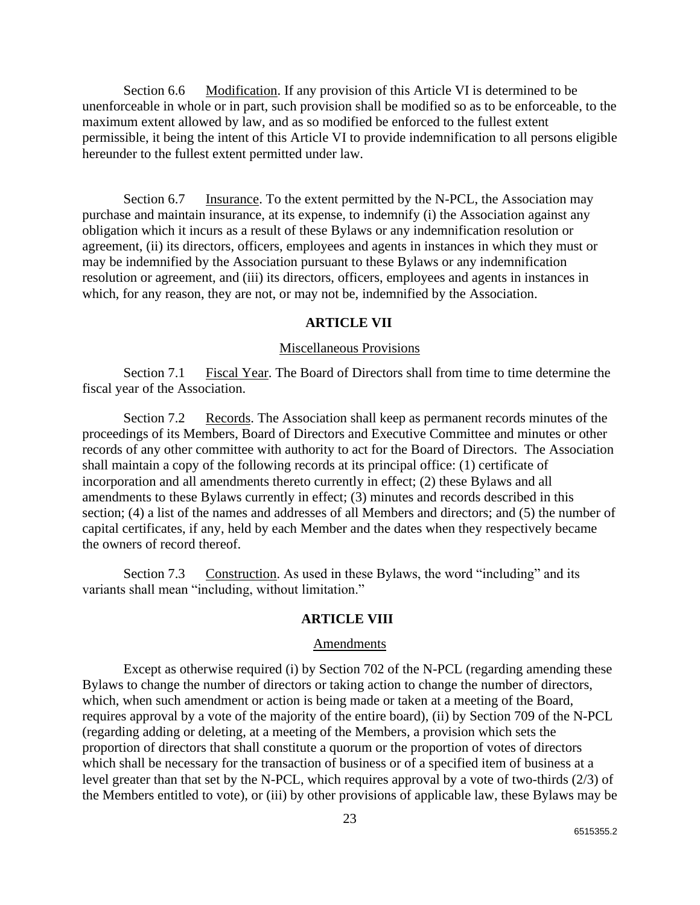Section 6.6 Modification. If any provision of this Article VI is determined to be unenforceable in whole or in part, such provision shall be modified so as to be enforceable, to the maximum extent allowed by law, and as so modified be enforced to the fullest extent permissible, it being the intent of this Article VI to provide indemnification to all persons eligible hereunder to the fullest extent permitted under law.

Section 6.7 Insurance. To the extent permitted by the N-PCL, the Association may purchase and maintain insurance, at its expense, to indemnify (i) the Association against any obligation which it incurs as a result of these Bylaws or any indemnification resolution or agreement, (ii) its directors, officers, employees and agents in instances in which they must or may be indemnified by the Association pursuant to these Bylaws or any indemnification resolution or agreement, and (iii) its directors, officers, employees and agents in instances in which, for any reason, they are not, or may not be, indemnified by the Association.

## ARTICLE VII

### Miscellaneous Provisions

Section 7.1 Fiscal Year. The Board of Directors shall from time to time determine the fiscal year of the Association.

Section 7.2 Records. The Association shall keep as permanent records minutes of the proceedings of its Members, Board of Directors and Executive Committee and minutes or other records of any other committee with authority to act for the Board of Directors. The Association shall maintain a copy of the following records at its principal office: (1) certificate of incorporation and all amendments thereto currently in effect; (2) these Bylaws and all amendments to these Bylaws currently in effect; (3) minutes and records described in this section; (4) a list of the names and addresses of all Members and directors; and (5) the number of capital certificates, if any, held by each Member and the dates when they respectively became the owners of record thereof.

Section 7.3 Construction. As used in these Bylaws, the word "including" and its variants shall mean "including, without limitation."

## ARTICLE VIII

### Amendments

Except as otherwise required (i) by Section 702 of the N-PCL (regarding amending these Bylaws to change the number of directors or taking action to change the number of directors, which, when such amendment or action is being made or taken at a meeting of the Board, requires approval by a vote of the majority of the entire board), (ii) by Section 709 of the N-PCL (regarding adding or deleting, at a meeting of the Members, a provision which sets the proportion of directors that shall constitute a quorum or the proportion of votes of directors which shall be necessary for the transaction of business or of a specified item of business at a level greater than that set by the N-PCL, which requires approval by a vote of two-thirds (2/3) of the Members entitled to vote), or (iii) by other provisions of applicable law, these Bylaws may be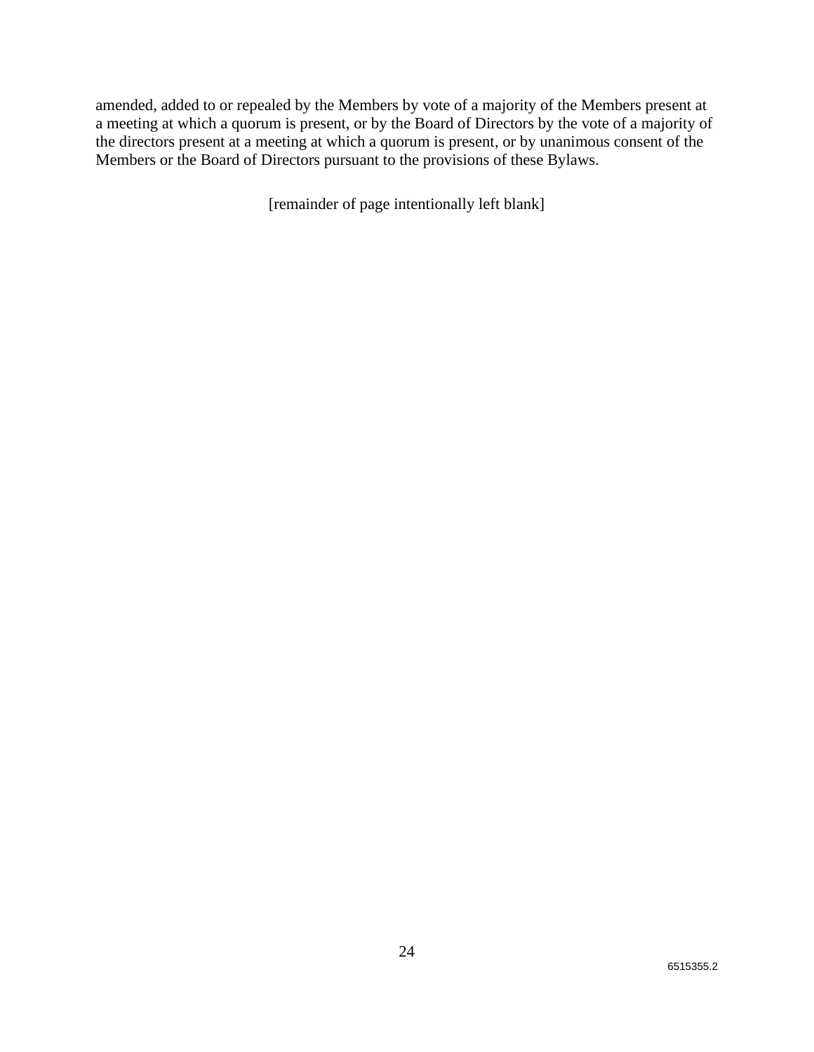amended, added to or repealed by the Members by vote of a majority of the Members present at a meeting at which a quorum is present, or by the Board of Directors by the vote of a majority of the directors present at a meeting at which a quorum is present, or by unanimous consent of the Members or the Board of Directors pursuant to the provisions of these Bylaws.

[remainder of page intentionally left blank]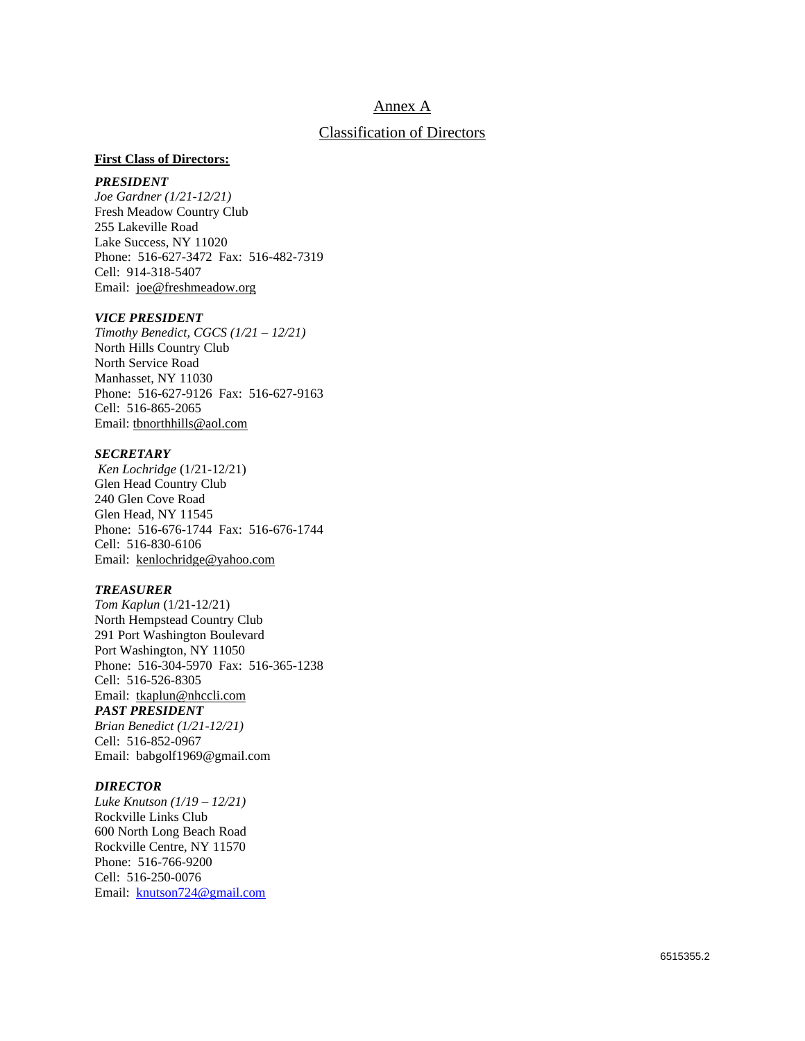# Annex A

## Classification of Directors

**First Class of Directors:**

***PRESIDENT***
*Joe Gardner (1/21-12/21)*
Fresh Meadow Country Club
255 Lakeville Road
Lake Success, NY 11020
Phone: 516-627-3472 Fax: 516-482-7319
Cell: 914-318-5407
Email: joe@freshmeadow.org

***VICE PRESIDENT***
*Timothy Benedict, CGCS (1/21 – 12/21)*
North Hills Country Club
North Service Road
Manhasset, NY 11030
Phone: 516-627-9126 Fax: 516-627-9163
Cell: 516-865-2065
Email: tbnorthhills@aol.com

***SECRETARY***
*Ken Lochridge* (1/21-12/21)
Glen Head Country Club
240 Glen Cove Road
Glen Head, NY 11545
Phone: 516-676-1744 Fax: 516-676-1744
Cell: 516-830-6106
Email: kenlochridge@yahoo.com

***TREASURER***
*Tom Kaplun* (1/21-12/21)
North Hempstead Country Club
291 Port Washington Boulevard
Port Washington, NY 11050
Phone: 516-304-5970 Fax: 516-365-1238
Cell: 516-526-8305
Email: tkaplun@nhccli.com

***PAST PRESIDENT***
*Brian Benedict (1/21-12/21)*
Cell: 516-852-0967
Email: babgolf1969@gmail.com

***DIRECTOR***
*Luke Knutson (1/19 – 12/21)*
Rockville Links Club
600 North Long Beach Road
Rockville Centre, NY 11570
Phone: 516-766-9200
Cell: 516-250-0076
Email: knutson724@gmail.com

6515355.2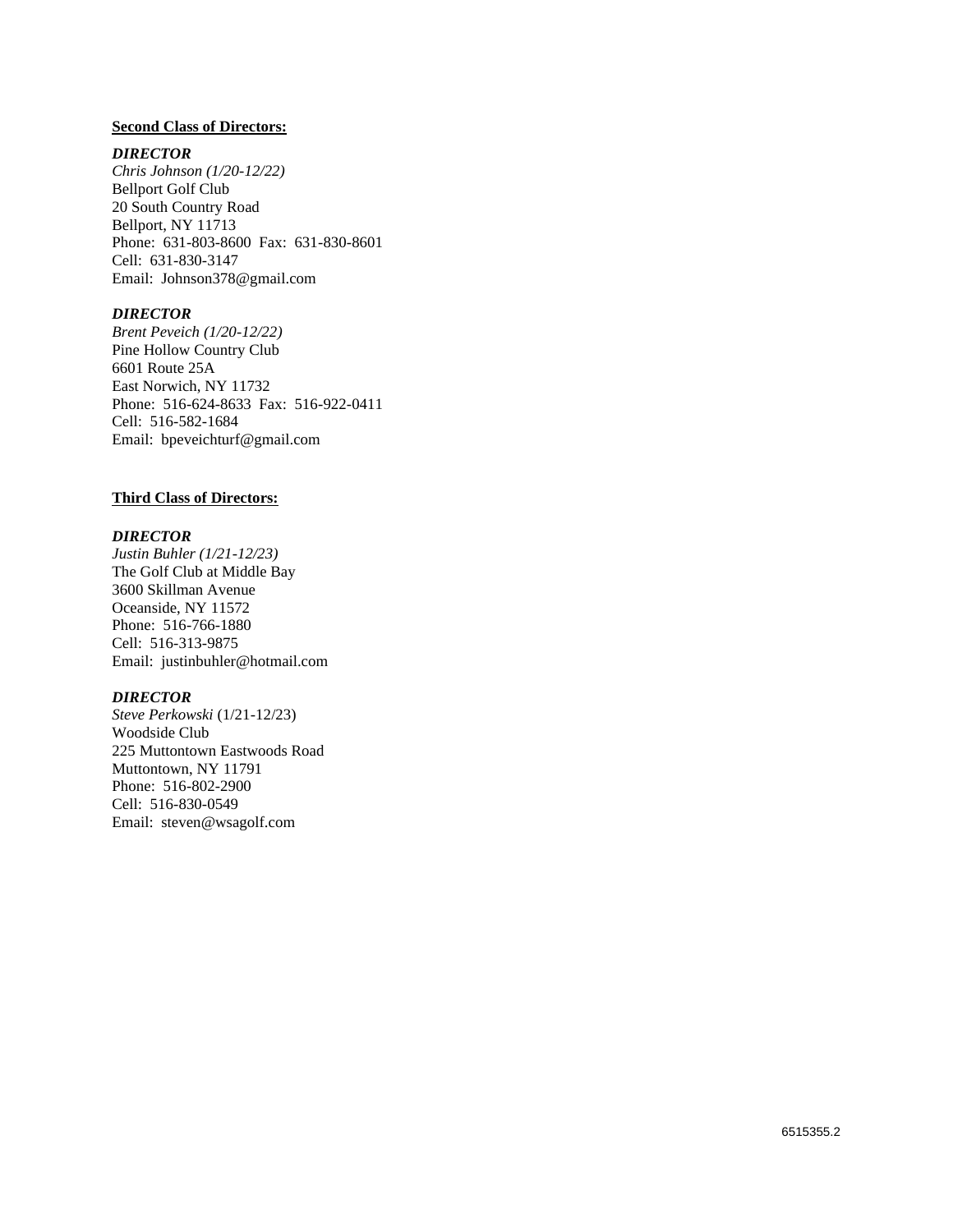**Second Class of Directors:**

***DIRECTOR***
*Chris Johnson (1/20-12/22)*
Bellport Golf Club
20 South Country Road
Bellport, NY 11713
Phone: 631-803-8600 Fax: 631-830-8601
Cell: 631-830-3147
Email: Johnson378@gmail.com

***DIRECTOR***
*Brent Peveich (1/20-12/22)*
Pine Hollow Country Club
6601 Route 25A
East Norwich, NY 11732
Phone: 516-624-8633 Fax: 516-922-0411
Cell: 516-582-1684
Email: bpeveichturf@gmail.com

**Third Class of Directors:**

***DIRECTOR***
*Justin Buhler (1/21-12/23)*
The Golf Club at Middle Bay
3600 Skillman Avenue
Oceanside, NY 11572
Phone: 516-766-1880
Cell: 516-313-9875
Email: justinbuhler@hotmail.com

***DIRECTOR***
*Steve Perkowski* (1/21-12/23)
Woodside Club
225 Muttontown Eastwoods Road
Muttontown, NY 11791
Phone: 516-802-2900
Cell: 516-830-0549
Email: steven@wsagolf.com

6515355.2